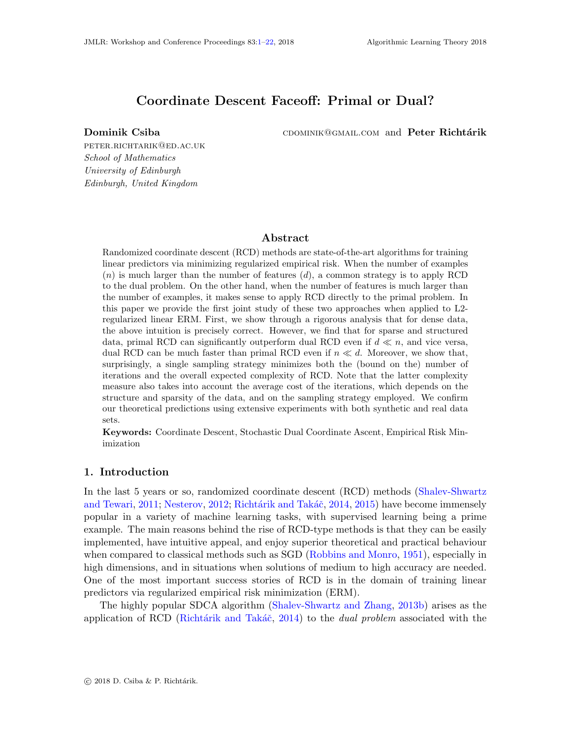# Coordinate Descent Faceoff: Primal or Dual?

**Dominik Csiba** CDOMINIK@GMAIL.COM and **Peter Richtárik**
PETER.RICHTARIK@ED.AC.UK
*School of Mathematics*
*University of Edinburgh*
*Edinburgh, United Kingdom*

## Abstract

Randomized coordinate descent (RCD) methods are state-of-the-art algorithms for training linear predictors via minimizing regularized empirical risk. When the number of examples ($n$) is much larger than the number of features ($d$), a common strategy is to apply RCD to the dual problem. On the other hand, when the number of features is much larger than the number of examples, it makes sense to apply RCD directly to the primal problem. In this paper we provide the first joint study of these two approaches when applied to L2-regularized linear ERM. First, we show through a rigorous analysis that for dense data, the above intuition is precisely correct. However, we find that for sparse and structured data, primal RCD can significantly outperform dual RCD even if $d \ll n$, and vice versa, dual RCD can be much faster than primal RCD even if $n \ll d$. Moreover, we show that, surprisingly, a single sampling strategy minimizes both the (bound on the) number of iterations and the overall expected complexity of RCD. Note that the latter complexity measure also takes into account the average cost of the iterations, which depends on the structure and sparsity of the data, and on the sampling strategy employed. We confirm our theoretical predictions using extensive experiments with both synthetic and real data sets.

**Keywords:** Coordinate Descent, Stochastic Dual Coordinate Ascent, Empirical Risk Minimization

## 1. Introduction

In the last 5 years or so, randomized coordinate descent (RCD) methods (Shalev-Shwartz and Tewari, 2011; Nesterov, 2012; Richtárik and Takáč, 2014, 2015) have become immensely popular in a variety of machine learning tasks, with supervised learning being a prime example. The main reasons behind the rise of RCD-type methods is that they can be easily implemented, have intuitive appeal, and enjoy superior theoretical and practical behaviour when compared to classical methods such as SGD (Robbins and Monro, 1951), especially in high dimensions, and in situations when solutions of medium to high accuracy are needed. One of the most important success stories of RCD is in the domain of training linear predictors via regularized empirical risk minimization (ERM).

The highly popular SDCA algorithm (Shalev-Shwartz and Zhang, 2013b) arises as the application of RCD (Richtárik and Takáč, 2014) to the *dual problem* associated with the

© 2018 D. Csiba & P. Richtárik.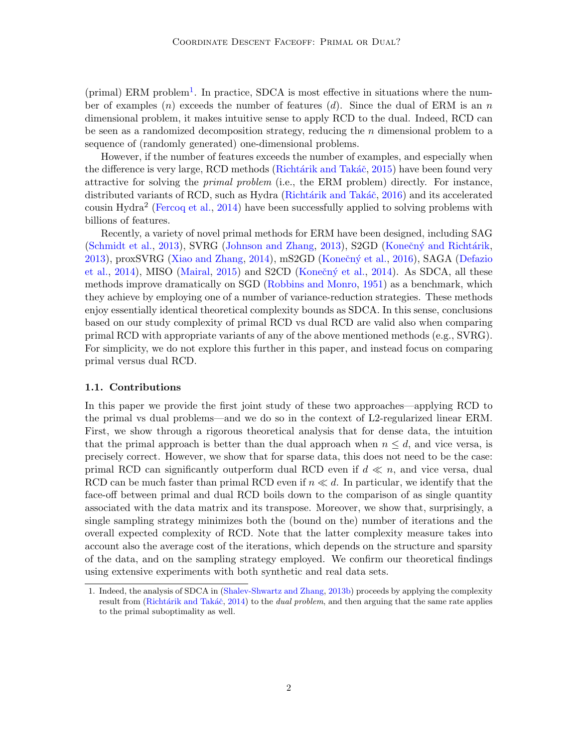(primal) ERM problem[1]. In practice, SDCA is most effective in situations where the number of examples ($n$) exceeds the number of features ($d$). Since the dual of ERM is an $n$ dimensional problem, it makes intuitive sense to apply RCD to the dual. Indeed, RCD can be seen as a randomized decomposition strategy, reducing the $n$ dimensional problem to a sequence of (randomly generated) one-dimensional problems.

However, if the number of features exceeds the number of examples, and especially when the difference is very large, RCD methods (Richtárik and Takáč, 2015) have been found very attractive for solving the *primal problem* (i.e., the ERM problem) directly. For instance, distributed variants of RCD, such as Hydra (Richtárik and Takáč, 2016) and its accelerated cousin Hydra$^2$ (Fercoq et al., 2014) have been successfully applied to solving problems with billions of features.

Recently, a variety of novel primal methods for ERM have been designed, including SAG (Schmidt et al., 2013), SVRG (Johnson and Zhang, 2013), S2GD (Konečný and Richtárik, 2013), proxSVRG (Xiao and Zhang, 2014), mS2GD (Konečný et al., 2016), SAGA (Defazio et al., 2014), MISO (Mairal, 2015) and S2CD (Konečný et al., 2014). As SDCA, all these methods improve dramatically on SGD (Robbins and Monro, 1951) as a benchmark, which they achieve by employing one of a number of variance-reduction strategies. These methods enjoy essentially identical theoretical complexity bounds as SDCA. In this sense, conclusions based on our study complexity of primal RCD vs dual RCD are valid also when comparing primal RCD with appropriate variants of any of the above mentioned methods (e.g., SVRG). For simplicity, we do not explore this further in this paper, and instead focus on comparing primal versus dual RCD.

### 1.1. Contributions

In this paper we provide the first joint study of these two approaches—applying RCD to the primal vs dual problems—and we do so in the context of L2-regularized linear ERM. First, we show through a rigorous theoretical analysis that for dense data, the intuition that the primal approach is better than the dual approach when $n \leq d$, and vice versa, is precisely correct. However, we show that for sparse data, this does not need to be the case: primal RCD can significantly outperform dual RCD even if $d \ll n$, and vice versa, dual RCD can be much faster than primal RCD even if $n \ll d$. In particular, we identify that the face-off between primal and dual RCD boils down to the comparison of as single quantity associated with the data matrix and its transpose. Moreover, we show that, surprisingly, a single sampling strategy minimizes both the (bound on the) number of iterations and the overall expected complexity of RCD. Note that the latter complexity measure takes into account also the average cost of the iterations, which depends on the structure and sparsity of the data, and on the sampling strategy employed. We confirm our theoretical findings using extensive experiments with both synthetic and real data sets.

1. Indeed, the analysis of SDCA in (Shalev-Shwartz and Zhang, 2013b) proceeds by applying the complexity result from (Richtárik and Takáč, 2014) to the *dual problem*, and then arguing that the same rate applies to the primal suboptimality as well.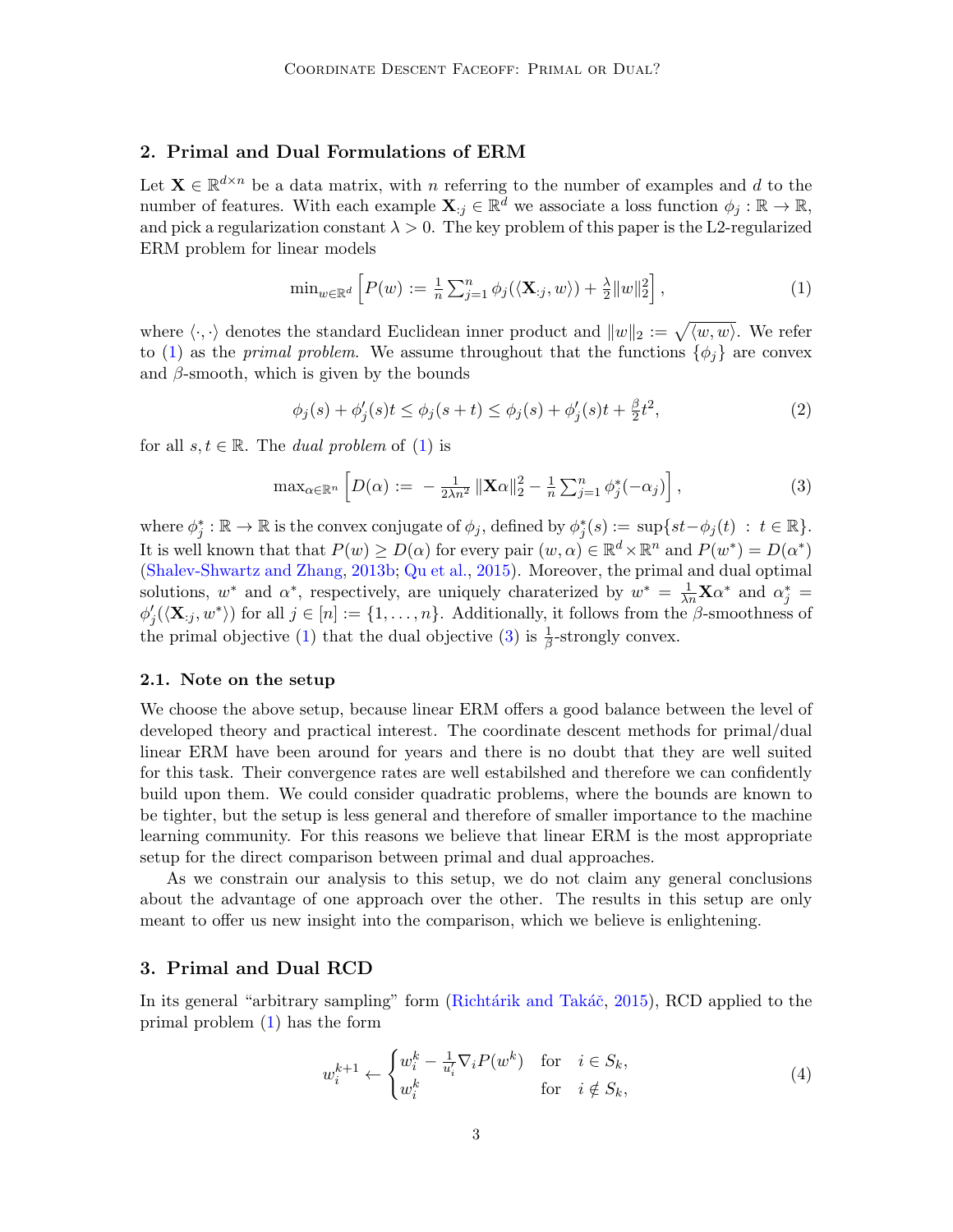## 2. Primal and Dual Formulations of ERM

Let $\mathbf{X} \in \mathbb{R}^{d \times n}$ be a data matrix, with $n$ referring to the number of examples and $d$ to the number of features. With each example $\mathbf{X}_{:j} \in \mathbb{R}^d$ we associate a loss function $\phi_j : \mathbb{R} \to \mathbb{R}$, and pick a regularization constant $\lambda > 0$. The key problem of this paper is the L2-regularized ERM problem for linear models

$$\min_{w \in \mathbb{R}^d} \left[ P(w) := \tfrac{1}{n} \sum_{j=1}^n \phi_j(\langle \mathbf{X}_{:j}, w \rangle) + \tfrac{\lambda}{2} \|w\|_2^2 \right], \tag{1}$$

where $\langle \cdot, \cdot \rangle$ denotes the standard Euclidean inner product and $\|w\|_2 := \sqrt{\langle w, w \rangle}$. We refer to (1) as the *primal problem*. We assume throughout that the functions $\{\phi_j\}$ are convex and $\beta$-smooth, which is given by the bounds

$$\phi_j(s) + \phi_j'(s)t \leq \phi_j(s+t) \leq \phi_j(s) + \phi_j'(s)t + \tfrac{\beta}{2} t^2, \tag{2}$$

for all $s, t \in \mathbb{R}$. The *dual problem* of (1) is

$$\max_{\alpha \in \mathbb{R}^n} \left[ D(\alpha) := -\tfrac{1}{2\lambda n^2} \|\mathbf{X}\alpha\|_2^2 - \tfrac{1}{n} \sum_{j=1}^n \phi_j^*(-\alpha_j) \right], \tag{3}$$

where $\phi_j^* : \mathbb{R} \to \mathbb{R}$ is the convex conjugate of $\phi_j$, defined by $\phi_j^*(s) := \sup\{st - \phi_j(t) \,:\, t \in \mathbb{R}\}$. It is well known that that $P(w) \geq D(\alpha)$ for every pair $(w, \alpha) \in \mathbb{R}^d \times \mathbb{R}^n$ and $P(w^*) = D(\alpha^*)$ (Shalev-Shwartz and Zhang, 2013b; Qu et al., 2015). Moreover, the primal and dual optimal solutions, $w^*$ and $\alpha^*$, respectively, are uniquely charaterized by $w^* = \frac{1}{\lambda n} \mathbf{X}\alpha^*$ and $\alpha_j^* = \phi_j'(\langle \mathbf{X}_{:j}, w^* \rangle)$ for all $j \in [n] := \{1, \ldots, n\}$. Additionally, it follows from the $\beta$-smoothness of the primal objective (1) that the dual objective (3) is $\frac{1}{\beta}$-strongly convex.

### 2.1. Note on the setup

We choose the above setup, because linear ERM offers a good balance between the level of developed theory and practical interest. The coordinate descent methods for primal/dual linear ERM have been around for years and there is no doubt that they are well suited for this task. Their convergence rates are well estabilshed and therefore we can confidently build upon them. We could consider quadratic problems, where the bounds are known to be tighter, but the setup is less general and therefore of smaller importance to the machine learning community. For this reasons we believe that linear ERM is the most appropriate setup for the direct comparison between primal and dual approaches.

As we constrain our analysis to this setup, we do not claim any general conclusions about the advantage of one approach over the other. The results in this setup are only meant to offer us new insight into the comparison, which we believe is enlightening.

## 3. Primal and Dual RCD

In its general "arbitrary sampling" form (Richtárik and Takáč, 2015), RCD applied to the primal problem (1) has the form

$$w_i^{k+1} \leftarrow \begin{cases} w_i^k - \frac{1}{u_i'} \nabla_i P(w^k) & \text{for} \quad i \in S_k, \\ w_i^k & \text{for} \quad i \notin S_k, \end{cases} \tag{4}$$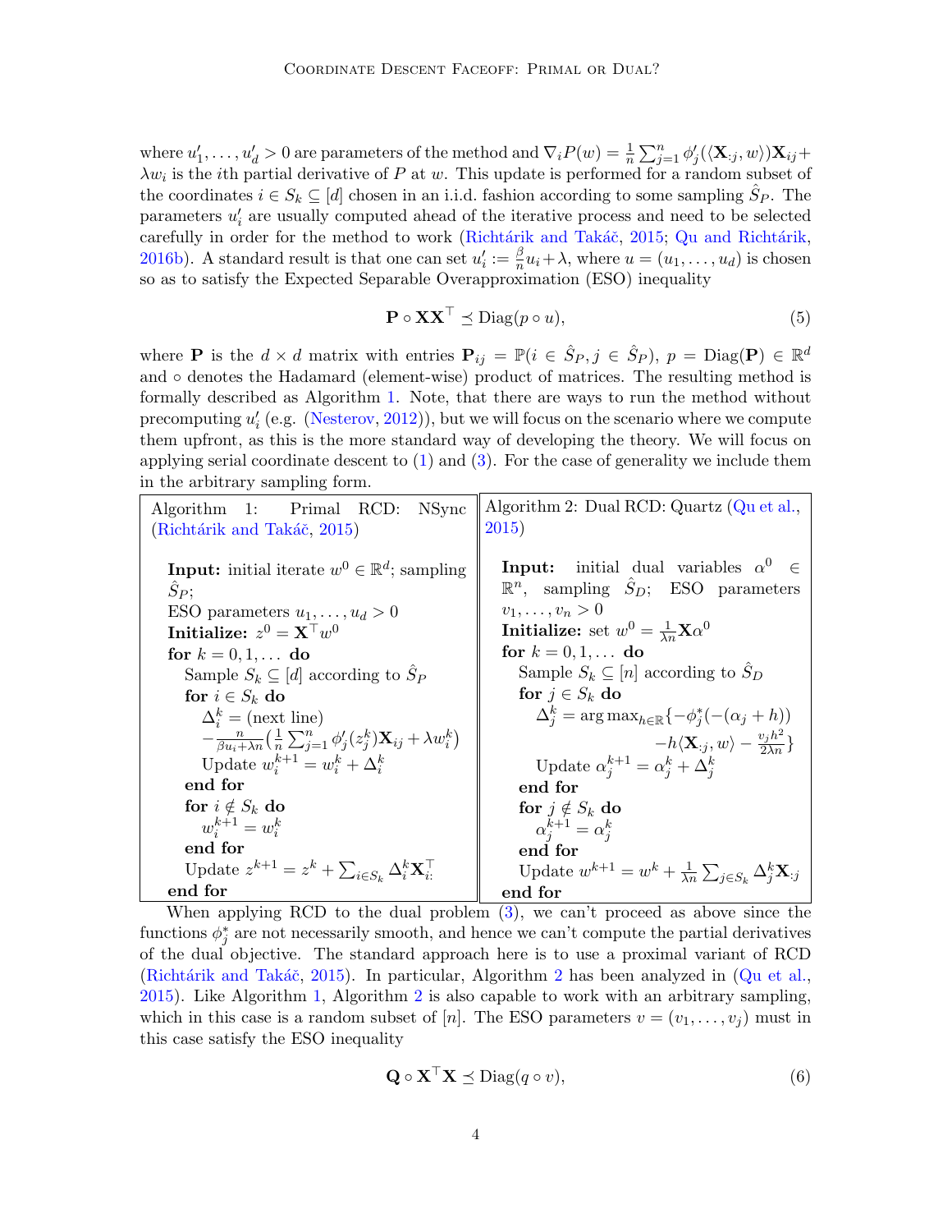where $u'_1, \ldots, u'_d > 0$ are parameters of the method and $\nabla_i P(w) = \frac{1}{n}\sum_{j=1}^n \phi'_j(\langle \mathbf{X}_{:j}, w\rangle)\mathbf{X}_{ij} + \lambda w_i$ is the $i$th partial derivative of $P$ at $w$. This update is performed for a random subset of the coordinates $i \in S_k \subseteq [d]$ chosen in an i.i.d. fashion according to some sampling $\hat{S}_P$. The parameters $u'_i$ are usually computed ahead of the iterative process and need to be selected carefully in order for the method to work (Richtárik and Takáč, 2015; Qu and Richtárik, 2016b). A standard result is that one can set $u'_i := \frac{\beta}{n}u_i + \lambda$, where $u = (u_1, \ldots, u_d)$ is chosen so as to satisfy the Expected Separable Overapproximation (ESO) inequality

$$\mathbf{P} \circ \mathbf{X}\mathbf{X}^\top \preceq \mathrm{Diag}(p \circ u), \tag{5}$$

where $\mathbf{P}$ is the $d \times d$ matrix with entries $\mathbf{P}_{ij} = \mathbb{P}(i \in \hat{S}_P, j \in \hat{S}_P)$, $p = \mathrm{Diag}(\mathbf{P}) \in \mathbb{R}^d$ and $\circ$ denotes the Hadamard (element-wise) product of matrices. The resulting method is formally described as Algorithm 1. Note, that there are ways to run the method without precomputing $u'_i$ (e.g. (Nesterov, 2012)), but we will focus on the scenario where we compute them upfront, as this is the more standard way of developing the theory. We will focus on applying serial coordinate descent to (1) and (3). For the case of generality we include them in the arbitrary sampling form.

**Algorithm 1: Primal RCD: NSync (Richtárik and Takáč, 2015)**

```
Input: initial iterate w^0 ∈ R^d; sampling Ŝ_P;
ESO parameters u_1, ..., u_d > 0
Initialize: z^0 = X^T w^0
for k = 0, 1, ... do
    Sample S_k ⊆ [d] according to Ŝ_P
    for i ∈ S_k do
        Δ_i^k = (next line)
        -n/(β u_i + λn) ( (1/n) Σ_{j=1}^n φ'_j(z_j^k) X_ij + λ w_i^k )
        Update w_i^{k+1} = w_i^k + Δ_i^k
    end for
    for i ∉ S_k do
        w_i^{k+1} = w_i^k
    end for
    Update z^{k+1} = z^k + Σ_{i∈S_k} Δ_i^k X_{i:}^T
end for
```

**Algorithm 2: Dual RCD: Quartz (Qu et al., 2015)**

```
Input: initial dual variables α^0 ∈ R^n, sampling Ŝ_D; ESO parameters v_1, ..., v_n > 0
Initialize: set w^0 = (1/(λn)) X α^0
for k = 0, 1, ... do
    Sample S_k ⊆ [n] according to Ŝ_D
    for j ∈ S_k do
        Δ_j^k = argmax_{h∈R} { -φ*_j(-(α_j + h))
                  - h⟨X_{:j}, w⟩ - v_j h^2/(2λn) }
        Update α_j^{k+1} = α_j^k + Δ_j^k
    end for
    for j ∉ S_k do
        α_j^{k+1} = α_j^k
    end for
    Update w^{k+1} = w^k + (1/(λn)) Σ_{j∈S_k} Δ_j^k X_{:j}
end for
```

When applying RCD to the dual problem (3), we can't proceed as above since the functions $\phi_j^*$ are not necessarily smooth, and hence we can't compute the partial derivatives of the dual objective. The standard approach here is to use a proximal variant of RCD (Richtárik and Takáč, 2015). In particular, Algorithm 2 has been analyzed in (Qu et al., 2015). Like Algorithm 1, Algorithm 2 is also capable to work with an arbitrary sampling, which in this case is a random subset of $[n]$. The ESO parameters $v = (v_1, \ldots, v_j)$ must in this case satisfy the ESO inequality

$$\mathbf{Q} \circ \mathbf{X}^\top \mathbf{X} \preceq \mathrm{Diag}(q \circ v), \tag{6}$$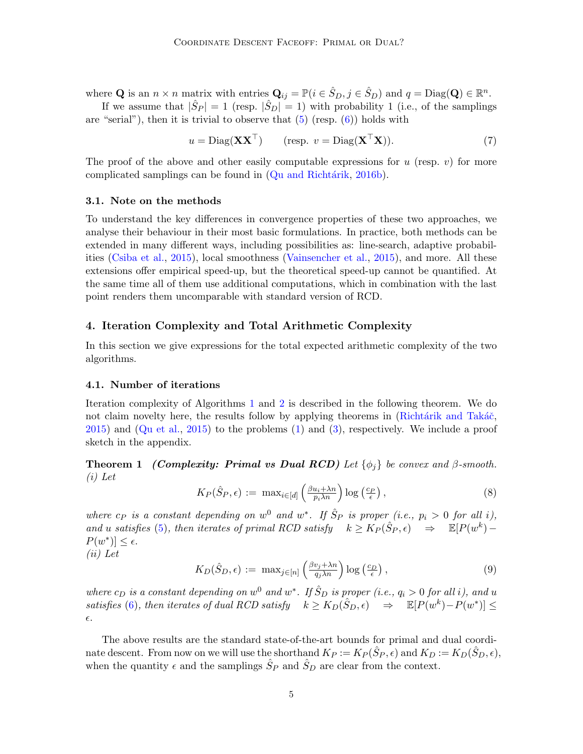where $\mathbf{Q}$ is an $n \times n$ matrix with entries $\mathbf{Q}_{ij} = \mathbb{P}(i \in \hat{S}_D, j \in \hat{S}_D)$ and $q = \mathrm{Diag}(\mathbf{Q}) \in \mathbb{R}^n$.

If we assume that $|\hat{S}_P| = 1$ (resp. $|\hat{S}_D| = 1$) with probability 1 (i.e., of the samplings are "serial"), then it is trivial to observe that (5) (resp. (6)) holds with

$$u = \mathrm{Diag}(\mathbf{X}\mathbf{X}^\top) \qquad \text{(resp. } v = \mathrm{Diag}(\mathbf{X}^\top\mathbf{X})\text{)}. \tag{7}$$

The proof of the above and other easily computable expressions for $u$ (resp. $v$) for more complicated samplings can be found in (Qu and Richtárik, 2016b).

### 3.1. Note on the methods

To understand the key differences in convergence properties of these two approaches, we analyse their behaviour in their most basic formulations. In practice, both methods can be extended in many different ways, including possibilities as: line-search, adaptive probabilities (Csiba et al., 2015), local smoothness (Vainsencher et al., 2015), and more. All these extensions offer empirical speed-up, but the theoretical speed-up cannot be quantified. At the same time all of them use additional computations, which in combination with the last point renders them uncomparable with standard version of RCD.

## 4. Iteration Complexity and Total Arithmetic Complexity

In this section we give expressions for the total expected arithmetic complexity of the two algorithms.

### 4.1. Number of iterations

Iteration complexity of Algorithms 1 and 2 is described in the following theorem. We do not claim novelty here, the results follow by applying theorems in (Richtárik and Takáč, 2015) and (Qu et al., 2015) to the problems (1) and (3), respectively. We include a proof sketch in the appendix.

**Theorem 1** ***(Complexity: Primal vs Dual RCD)*** *Let $\{\phi_j\}$ be convex and $\beta$-smooth.*
*(i) Let*

$$K_P(\hat{S}_P, \epsilon) := \max_{i \in [d]} \left(\tfrac{\beta u_i + \lambda n}{p_i \lambda n}\right) \log\left(\tfrac{c_P}{\epsilon}\right), \tag{8}$$

*where $c_P$ is a constant depending on $w^0$ and $w^*$. If $\hat{S}_P$ is proper (i.e., $p_i > 0$ for all $i$), and $u$ satisfies (5), then iterates of primal RCD satisfy* $\quad k \geq K_P(\hat{S}_P, \epsilon) \quad \Rightarrow \quad \mathbb{E}[P(w^k) - P(w^*)] \leq \epsilon$.
*(ii) Let*

$$K_D(\hat{S}_D, \epsilon) := \max_{j \in [n]} \left(\tfrac{\beta v_j + \lambda n}{q_j \lambda n}\right) \log\left(\tfrac{c_D}{\epsilon}\right), \tag{9}$$

*where $c_D$ is a constant depending on $w^0$ and $w^*$. If $\hat{S}_D$ is proper (i.e., $q_i > 0$ for all $i$), and $u$ satisfies (6), then iterates of dual RCD satisfy* $\quad k \geq K_D(\hat{S}_D, \epsilon) \quad \Rightarrow \quad \mathbb{E}[P(w^k) - P(w^*)] \leq \epsilon$.

The above results are the standard state-of-the-art bounds for primal and dual coordinate descent. From now on we will use the shorthand $K_P := K_P(\hat{S}_P, \epsilon)$ and $K_D := K_D(\hat{S}_D, \epsilon)$, when the quantity $\epsilon$ and the samplings $\hat{S}_P$ and $\hat{S}_D$ are clear from the context.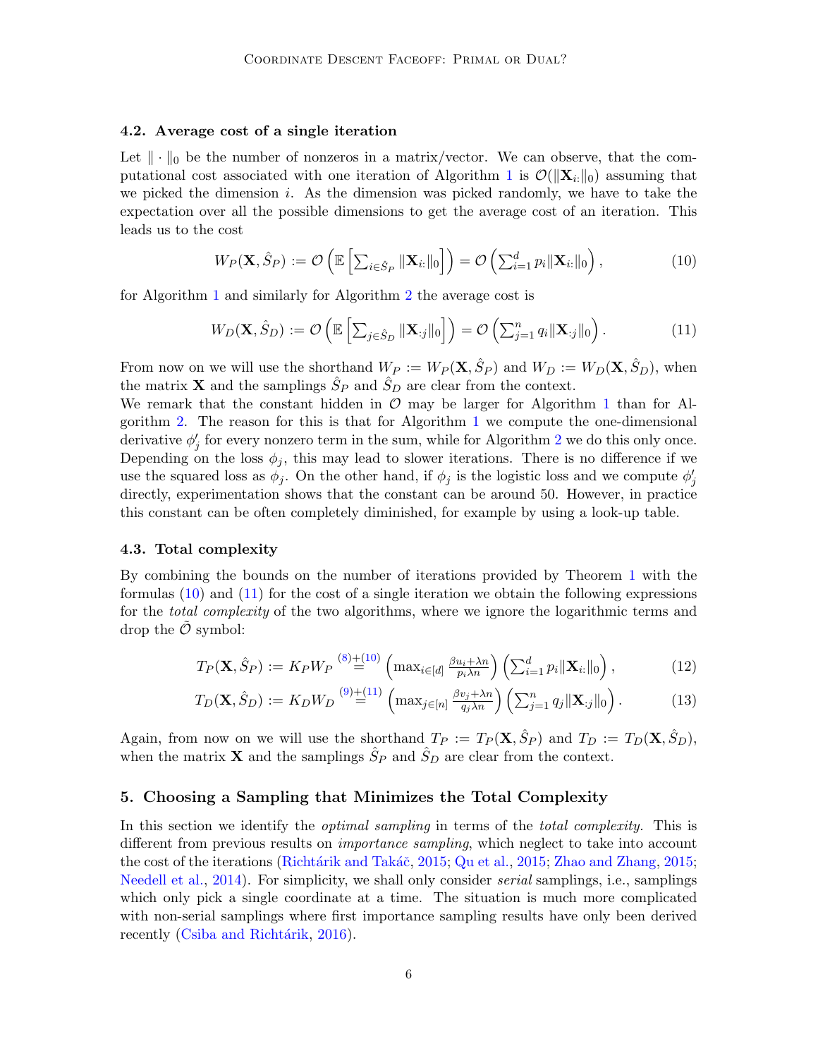### 4.2. Average cost of a single iteration

Let $\|\cdot\|_0$ be the number of nonzeros in a matrix/vector. We can observe, that the computational cost associated with one iteration of Algorithm 1 is $\mathcal{O}(\|\mathbf{X}_{i:}\|_0)$ assuming that we picked the dimension $i$. As the dimension was picked randomly, we have to take the expectation over all the possible dimensions to get the average cost of an iteration. This leads us to the cost

$$W_P(\mathbf{X}, \hat{S}_P) := \mathcal{O}\left(\mathbb{E}\left[\sum_{i \in \hat{S}_P} \|\mathbf{X}_{i:}\|_0\right]\right) = \mathcal{O}\left(\sum_{i=1}^{d} p_i \|\mathbf{X}_{i:}\|_0\right), \tag{10}$$

for Algorithm 1 and similarly for Algorithm 2 the average cost is

$$W_D(\mathbf{X}, \hat{S}_D) := \mathcal{O}\left(\mathbb{E}\left[\sum_{j \in \hat{S}_D} \|\mathbf{X}_{:j}\|_0\right]\right) = \mathcal{O}\left(\sum_{j=1}^{n} q_j \|\mathbf{X}_{:j}\|_0\right). \tag{11}$$

From now on we will use the shorthand $W_P := W_P(\mathbf{X}, \hat{S}_P)$ and $W_D := W_D(\mathbf{X}, \hat{S}_D)$, when the matrix $\mathbf{X}$ and the samplings $\hat{S}_P$ and $\hat{S}_D$ are clear from the context.
We remark that the constant hidden in $\mathcal{O}$ may be larger for Algorithm 1 than for Algorithm 2. The reason for this is that for Algorithm 1 we compute the one-dimensional derivative $\phi'_j$ for every nonzero term in the sum, while for Algorithm 2 we do this only once. Depending on the loss $\phi_j$, this may lead to slower iterations. There is no difference if we use the squared loss as $\phi_j$. On the other hand, if $\phi_j$ is the logistic loss and we compute $\phi'_j$ directly, experimentation shows that the constant can be around 50. However, in practice this constant can be often completely diminished, for example by using a look-up table.

### 4.3. Total complexity

By combining the bounds on the number of iterations provided by Theorem 1 with the formulas (10) and (11) for the cost of a single iteration we obtain the following expressions for the *total complexity* of the two algorithms, where we ignore the logarithmic terms and drop the $\tilde{\mathcal{O}}$ symbol:

$$T_P(\mathbf{X}, \hat{S}_P) := K_P W_P \overset{(8)+(10)}{=} \left(\max_{i \in [d]} \frac{\beta u_i + \lambda n}{p_i \lambda n}\right)\left(\sum_{i=1}^{d} p_i \|\mathbf{X}_{i:}\|_0\right), \tag{12}$$

$$T_D(\mathbf{X}, \hat{S}_D) := K_D W_D \overset{(9)+(11)}{=} \left(\max_{j \in [n]} \frac{\beta v_j + \lambda n}{q_j \lambda n}\right)\left(\sum_{j=1}^{n} q_j \|\mathbf{X}_{:j}\|_0\right). \tag{13}$$

Again, from now on we will use the shorthand $T_P := T_P(\mathbf{X}, \hat{S}_P)$ and $T_D := T_D(\mathbf{X}, \hat{S}_D)$, when the matrix $\mathbf{X}$ and the samplings $\hat{S}_P$ and $\hat{S}_D$ are clear from the context.

## 5. Choosing a Sampling that Minimizes the Total Complexity

In this section we identify the *optimal sampling* in terms of the *total complexity*. This is different from previous results on *importance sampling*, which neglect to take into account the cost of the iterations (Richtárik and Takáč, 2015; Qu et al., 2015; Zhao and Zhang, 2015; Needell et al., 2014). For simplicity, we shall only consider *serial* samplings, i.e., samplings which only pick a single coordinate at a time. The situation is much more complicated with non-serial samplings where first importance sampling results have only been derived recently (Csiba and Richtárik, 2016).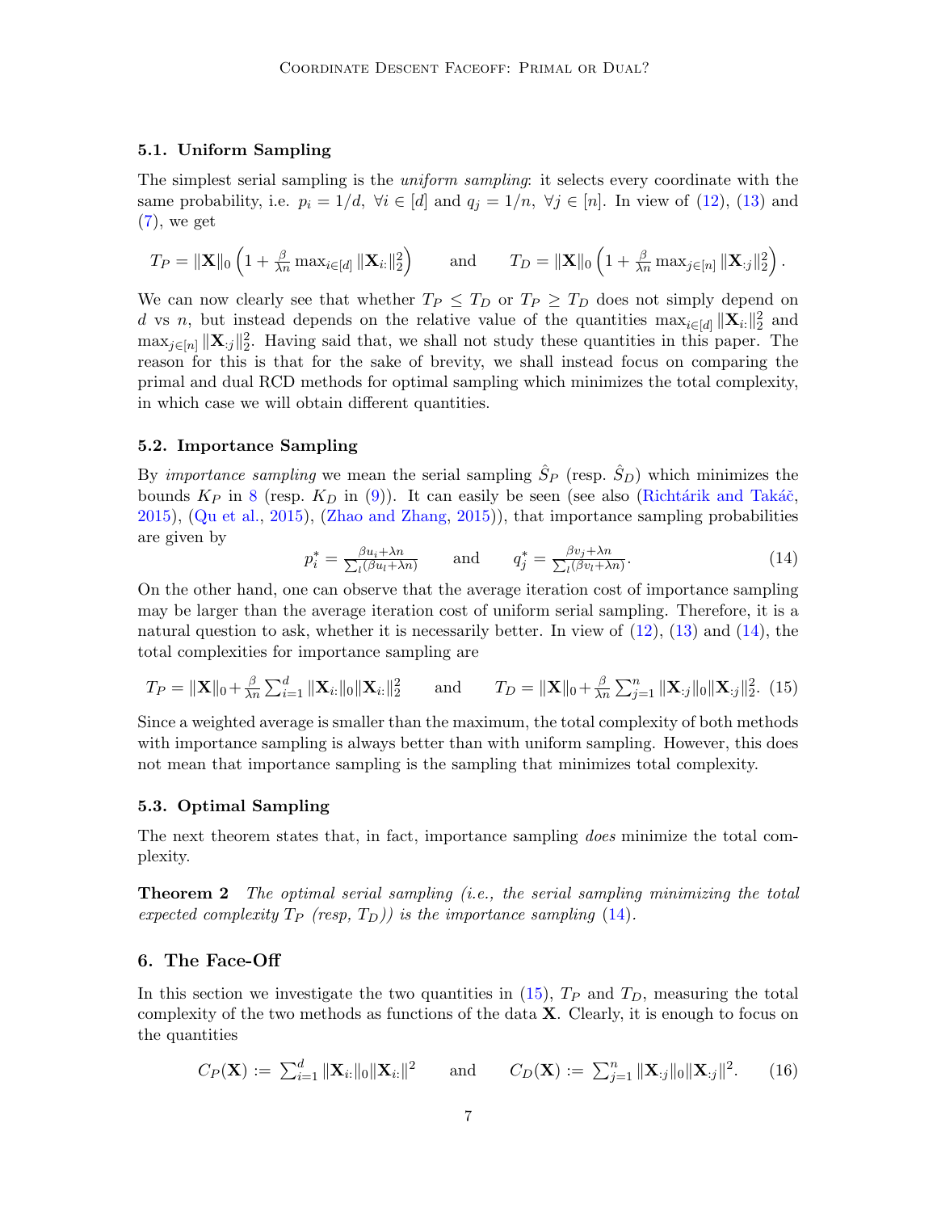### 5.1. Uniform Sampling

The simplest serial sampling is the *uniform sampling*: it selects every coordinate with the same probability, i.e. $p_i = 1/d, \ \forall i \in [d]$ and $q_j = 1/n, \ \forall j \in [n]$. In view of (12), (13) and (7), we get

$$T_P = \|\mathbf{X}\|_0 \left(1 + \tfrac{\beta}{\lambda n} \max_{i \in [d]} \|\mathbf{X}_{i:}\|_2^2\right) \qquad \text{and} \qquad T_D = \|\mathbf{X}\|_0 \left(1 + \tfrac{\beta}{\lambda n} \max_{j \in [n]} \|\mathbf{X}_{:j}\|_2^2\right).$$

We can now clearly see that whether $T_P \leq T_D$ or $T_P \geq T_D$ does not simply depend on $d$ vs $n$, but instead depends on the relative value of the quantities $\max_{i \in [d]} \|\mathbf{X}_{i:}\|_2^2$ and $\max_{j \in [n]} \|\mathbf{X}_{:j}\|_2^2$. Having said that, we shall not study these quantities in this paper. The reason for this is that for the sake of brevity, we shall instead focus on comparing the primal and dual RCD methods for optimal sampling which minimizes the total complexity, in which case we will obtain different quantities.

### 5.2. Importance Sampling

By *importance sampling* we mean the serial sampling $\hat{S}_P$ (resp. $\hat{S}_D$) which minimizes the bounds $K_P$ in 8 (resp. $K_D$ in (9)). It can easily be seen (see also (Richtárik and Takáč, 2015), (Qu et al., 2015), (Zhao and Zhang, 2015)), that importance sampling probabilities are given by

$$p_i^* = \tfrac{\beta u_i + \lambda n}{\sum_l (\beta u_l + \lambda n)} \qquad \text{and} \qquad q_j^* = \tfrac{\beta v_j + \lambda n}{\sum_l (\beta v_l + \lambda n)}. \tag{14}$$

On the other hand, one can observe that the average iteration cost of importance sampling may be larger than the average iteration cost of uniform serial sampling. Therefore, it is a natural question to ask, whether it is necessarily better. In view of (12), (13) and (14), the total complexities for importance sampling are

$$T_P = \|\mathbf{X}\|_0 + \tfrac{\beta}{\lambda n} \sum_{i=1}^{d} \|\mathbf{X}_{i:}\|_0 \|\mathbf{X}_{i:}\|_2^2 \qquad \text{and} \qquad T_D = \|\mathbf{X}\|_0 + \tfrac{\beta}{\lambda n} \sum_{j=1}^{n} \|\mathbf{X}_{:j}\|_0 \|\mathbf{X}_{:j}\|_2^2. \tag{15}$$

Since a weighted average is smaller than the maximum, the total complexity of both methods with importance sampling is always better than with uniform sampling. However, this does not mean that importance sampling is the sampling that minimizes total complexity.

### 5.3. Optimal Sampling

The next theorem states that, in fact, importance sampling *does* minimize the total complexity.

**Theorem 2** *The optimal serial sampling (i.e., the serial sampling minimizing the total expected complexity $T_P$ (resp, $T_D$)) is the importance sampling (14).*

## 6. The Face-Off

In this section we investigate the two quantities in (15), $T_P$ and $T_D$, measuring the total complexity of the two methods as functions of the data $\mathbf{X}$. Clearly, it is enough to focus on the quantities

$$C_P(\mathbf{X}) := \sum_{i=1}^{d} \|\mathbf{X}_{i:}\|_0 \|\mathbf{X}_{i:}\|^2 \qquad \text{and} \qquad C_D(\mathbf{X}) := \sum_{j=1}^{n} \|\mathbf{X}_{:j}\|_0 \|\mathbf{X}_{:j}\|^2. \tag{16}$$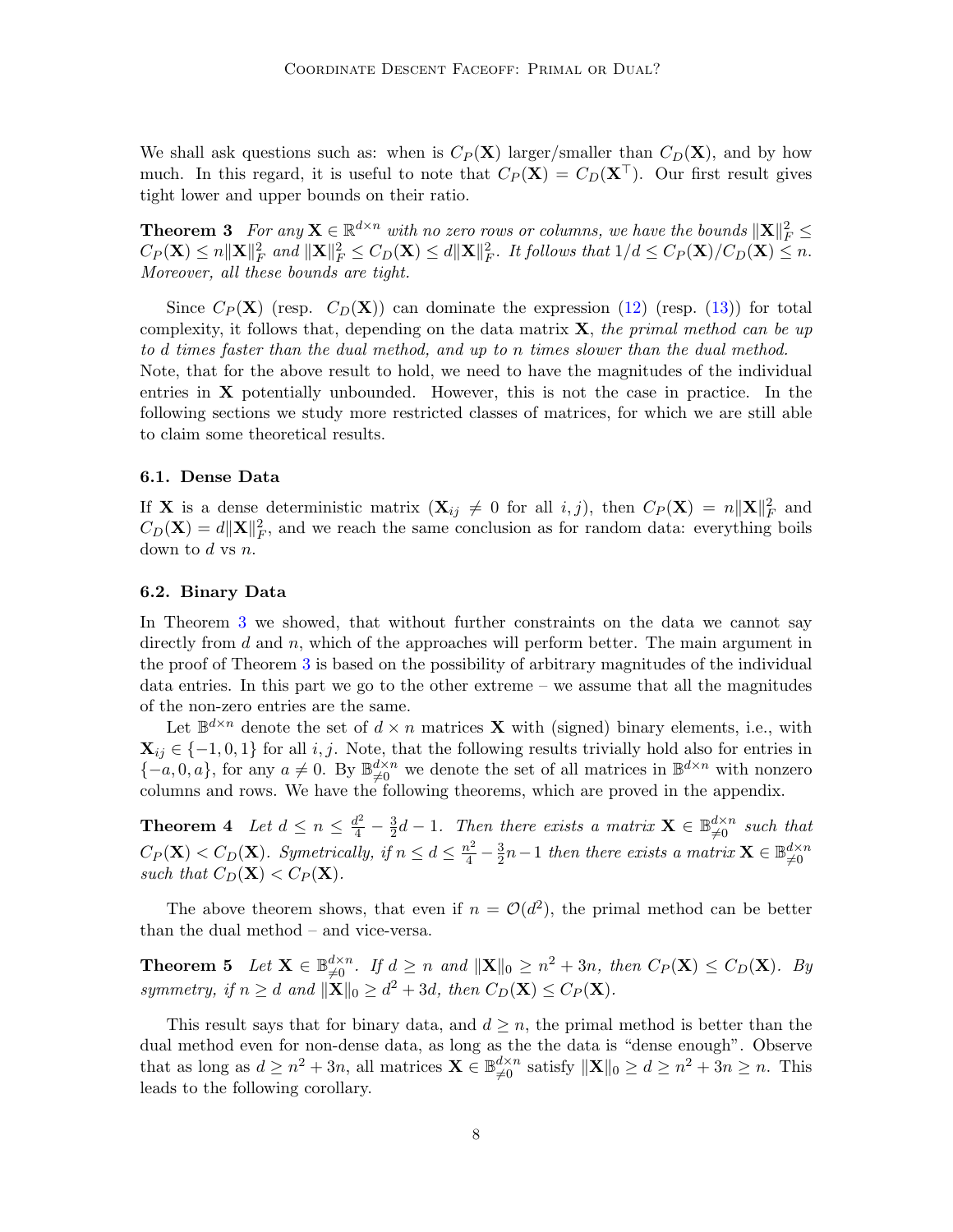We shall ask questions such as: when is $C_P(\mathbf{X})$ larger/smaller than $C_D(\mathbf{X})$, and by how much. In this regard, it is useful to note that $C_P(\mathbf{X}) = C_D(\mathbf{X}^\top)$. Our first result gives tight lower and upper bounds on their ratio.

**Theorem 3** *For any $\mathbf{X} \in \mathbb{R}^{d\times n}$ with no zero rows or columns, we have the bounds $\|\mathbf{X}\|_F^2 \leq C_P(\mathbf{X}) \leq n\|\mathbf{X}\|_F^2$ and $\|\mathbf{X}\|_F^2 \leq C_D(\mathbf{X}) \leq d\|\mathbf{X}\|_F^2$. It follows that $1/d \leq C_P(\mathbf{X})/C_D(\mathbf{X}) \leq n$. Moreover, all these bounds are tight.*

Since $C_P(\mathbf{X})$ (resp. $C_D(\mathbf{X})$) can dominate the expression (12) (resp. (13)) for total complexity, it follows that, depending on the data matrix $\mathbf{X}$, *the primal method can be up to $d$ times faster than the dual method, and up to $n$ times slower than the dual method.* Note, that for the above result to hold, we need to have the magnitudes of the individual entries in $\mathbf{X}$ potentially unbounded. However, this is not the case in practice. In the following sections we study more restricted classes of matrices, for which we are still able to claim some theoretical results.

### 6.1. Dense Data

If $\mathbf{X}$ is a dense deterministic matrix ($\mathbf{X}_{ij} \neq 0$ for all $i, j$), then $C_P(\mathbf{X}) = n\|\mathbf{X}\|_F^2$ and $C_D(\mathbf{X}) = d\|\mathbf{X}\|_F^2$, and we reach the same conclusion as for random data: everything boils down to $d$ vs $n$.

### 6.2. Binary Data

In Theorem 3 we showed, that without further constraints on the data we cannot say directly from $d$ and $n$, which of the approaches will perform better. The main argument in the proof of Theorem 3 is based on the possibility of arbitrary magnitudes of the individual data entries. In this part we go to the other extreme – we assume that all the magnitudes of the non-zero entries are the same.

Let $\mathbb{B}^{d\times n}$ denote the set of $d \times n$ matrices $\mathbf{X}$ with (signed) binary elements, i.e., with $\mathbf{X}_{ij} \in \{-1, 0, 1\}$ for all $i, j$. Note, that the following results trivially hold also for entries in $\{-a, 0, a\}$, for any $a \neq 0$. By $\mathbb{B}^{d\times n}_{\neq 0}$ we denote the set of all matrices in $\mathbb{B}^{d\times n}$ with nonzero columns and rows. We have the following theorems, which are proved in the appendix.

**Theorem 4** *Let $d \leq n \leq \frac{d^2}{4} - \frac{3}{2}d - 1$. Then there exists a matrix $\mathbf{X} \in \mathbb{B}^{d\times n}_{\neq 0}$ such that $C_P(\mathbf{X}) < C_D(\mathbf{X})$. Symetrically, if $n \leq d \leq \frac{n^2}{4} - \frac{3}{2}n - 1$ then there exists a matrix $\mathbf{X} \in \mathbb{B}^{d\times n}_{\neq 0}$ such that $C_D(\mathbf{X}) < C_P(\mathbf{X})$.*

The above theorem shows, that even if $n = \mathcal{O}(d^2)$, the primal method can be better than the dual method – and vice-versa.

**Theorem 5** *Let $\mathbf{X} \in \mathbb{B}^{d\times n}_{\neq 0}$. If $d \geq n$ and $\|\mathbf{X}\|_0 \geq n^2 + 3n$, then $C_P(\mathbf{X}) \leq C_D(\mathbf{X})$. By symmetry, if $n \geq d$ and $\|\mathbf{X}\|_0 \geq d^2 + 3d$, then $C_D(\mathbf{X}) \leq C_P(\mathbf{X})$.*

This result says that for binary data, and $d \geq n$, the primal method is better than the dual method even for non-dense data, as long as the the data is "dense enough". Observe that as long as $d \geq n^2 + 3n$, all matrices $\mathbf{X} \in \mathbb{B}^{d\times n}_{\neq 0}$ satisfy $\|\mathbf{X}\|_0 \geq d \geq n^2 + 3n \geq n$. This leads to the following corollary.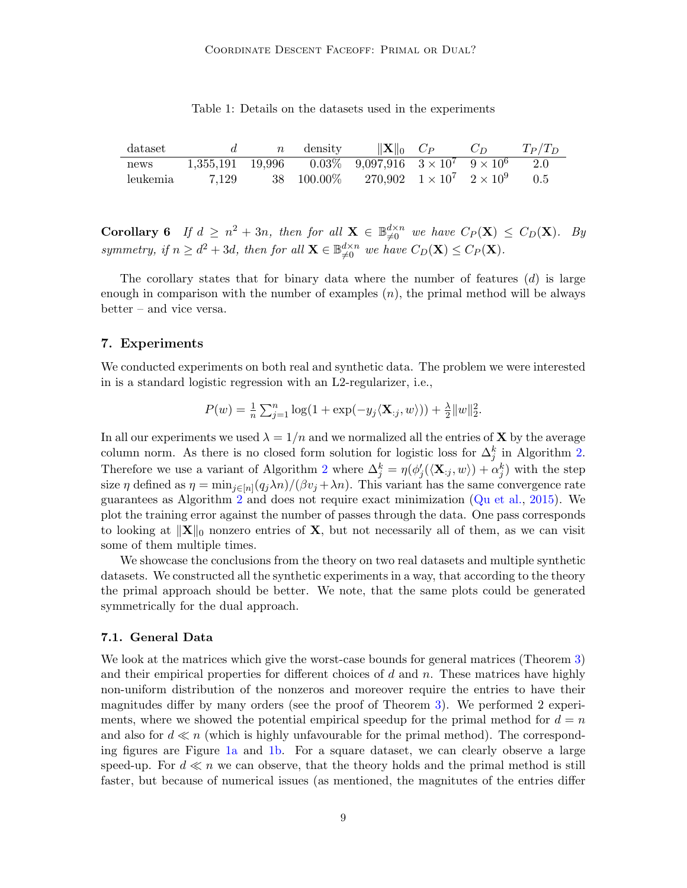Table 1: Details on the datasets used in the experiments

| dataset | $d$ | $n$ | density | $\|\mathbf{X}\|_0$ | $C_P$ | $C_D$ | $T_P/T_D$ |
|---|---|---|---|---|---|---|---|
| news | 1,355,191 | 19,996 | 0.03% | 9,097,916 | $3 \times 10^7$ | $9 \times 10^6$ | 2.0 |
| leukemia | 7,129 | 38 | 100.00% | 270,902 | $1 \times 10^7$ | $2 \times 10^9$ | 0.5 |

**Corollary 6** *If $d \geq n^2 + 3n$, then for all $\mathbf{X} \in \mathbb{B}_{\neq 0}^{d \times n}$ we have $C_P(\mathbf{X}) \leq C_D(\mathbf{X})$. By symmetry, if $n \geq d^2 + 3d$, then for all $\mathbf{X} \in \mathbb{B}_{\neq 0}^{d \times n}$ we have $C_D(\mathbf{X}) \leq C_P(\mathbf{X})$.*

The corollary states that for binary data where the number of features ($d$) is large enough in comparison with the number of examples ($n$), the primal method will be always better – and vice versa.

## 7. Experiments

We conducted experiments on both real and synthetic data. The problem we were interested in is a standard logistic regression with an L2-regularizer, i.e.,

$$P(w) = \tfrac{1}{n} \textstyle\sum_{j=1}^{n} \log(1 + \exp(-y_j \langle \mathbf{X}_{:j}, w \rangle)) + \tfrac{\lambda}{2} \|w\|_2^2.$$

In all our experiments we used $\lambda = 1/n$ and we normalized all the entries of $\mathbf{X}$ by the average column norm. As there is no closed form solution for logistic loss for $\Delta_j^k$ in Algorithm 2. Therefore we use a variant of Algorithm 2 where $\Delta_j^k = \eta(\phi_j'(\langle \mathbf{X}_{:j}, w \rangle) + \alpha_j^k)$ with the step size $\eta$ defined as $\eta = \min_{j \in [n]} (q_j \lambda n)/(\beta v_j + \lambda n)$. This variant has the same convergence rate guarantees as Algorithm 2 and does not require exact minimization (Qu et al., 2015). We plot the training error against the number of passes through the data. One pass corresponds to looking at $\|\mathbf{X}\|_0$ nonzero entries of $\mathbf{X}$, but not necessarily all of them, as we can visit some of them multiple times.

We showcase the conclusions from the theory on two real datasets and multiple synthetic datasets. We constructed all the synthetic experiments in a way, that according to the theory the primal approach should be better. We note, that the same plots could be generated symmetrically for the dual approach.

### 7.1. General Data

We look at the matrices which give the worst-case bounds for general matrices (Theorem 3) and their empirical properties for different choices of $d$ and $n$. These matrices have highly non-uniform distribution of the nonzeros and moreover require the entries to have their magnitudes differ by many orders (see the proof of Theorem 3). We performed 2 experiments, where we showed the potential empirical speedup for the primal method for $d = n$ and also for $d \ll n$ (which is highly unfavourable for the primal method). The corresponding figures are Figure 1a and 1b. For a square dataset, we can clearly observe a large speed-up. For $d \ll n$ we can observe, that the theory holds and the primal method is still faster, but because of numerical issues (as mentioned, the magnitutes of the entries differ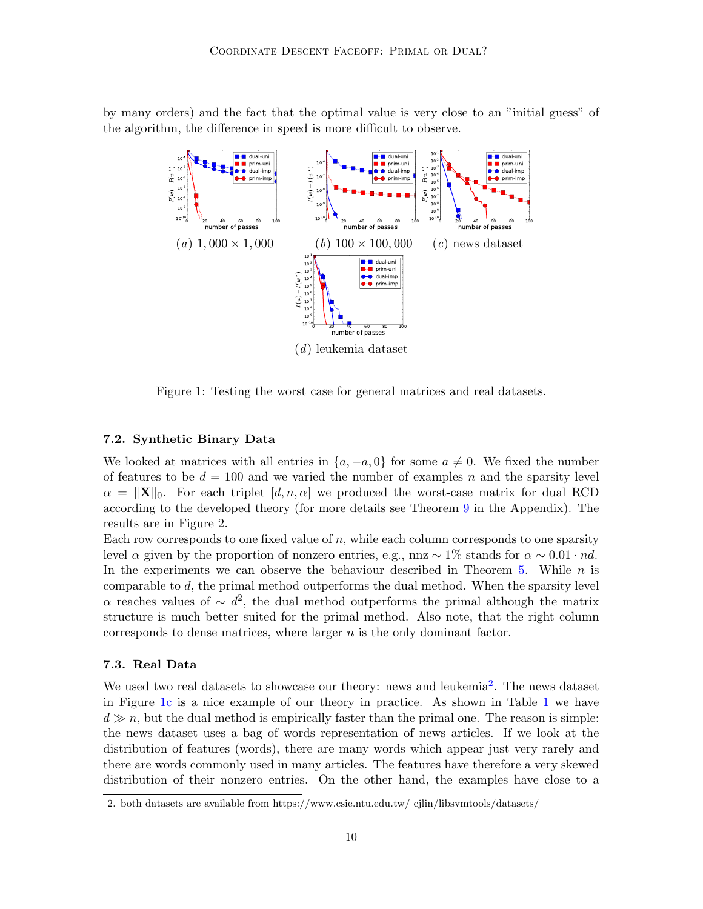by many orders) and the fact that the optimal value is very close to an "initial guess" of the algorithm, the difference in speed is more difficult to observe.

$(a)$ $1,000 \times 1,000$ $(b)$ $100 \times 100,000$ $(c)$ news dataset

$(d)$ leukemia dataset

Figure 1: Testing the worst case for general matrices and real datasets.

### 7.2. Synthetic Binary Data

We looked at matrices with all entries in $\{a, -a, 0\}$ for some $a \neq 0$. We fixed the number of features to be $d = 100$ and we varied the number of examples $n$ and the sparsity level $\alpha = \|\mathbf{X}\|_0$. For each triplet $[d, n, \alpha]$ we produced the worst-case matrix for dual RCD according to the developed theory (for more details see Theorem 9 in the Appendix). The results are in Figure 2.

Each row corresponds to one fixed value of $n$, while each column corresponds to one sparsity level $\alpha$ given by the proportion of nonzero entries, e.g., nnz $\sim 1\%$ stands for $\alpha \sim 0.01 \cdot nd$. In the experiments we can observe the behaviour described in Theorem 5. While $n$ is comparable to $d$, the primal method outperforms the dual method. When the sparsity level $\alpha$ reaches values of $\sim d^2$, the dual method outperforms the primal although the matrix structure is much better suited for the primal method. Also note, that the right column corresponds to dense matrices, where larger $n$ is the only dominant factor.

### 7.3. Real Data

We used two real datasets to showcase our theory: news and leukemia[2]. The news dataset in Figure 1c is a nice example of our theory in practice. As shown in Table 1 we have $d \gg n$, but the dual method is empirically faster than the primal one. The reason is simple: the news dataset uses a bag of words representation of news articles. If we look at the distribution of features (words), there are many words which appear just very rarely and there are words commonly used in many articles. The features have therefore a very skewed distribution of their nonzero entries. On the other hand, the examples have close to a

2. both datasets are available from https://www.csie.ntu.edu.tw/ cjlin/libsvmtools/datasets/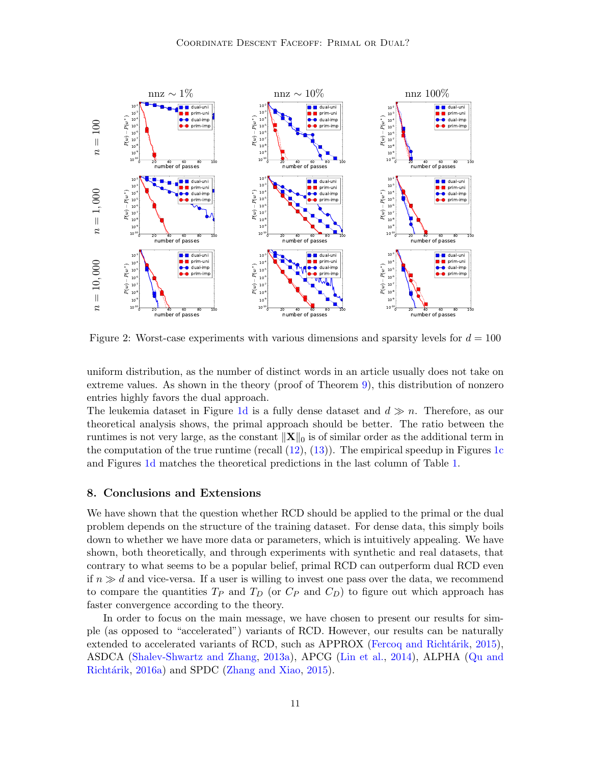Figure 2: Worst-case experiments with various dimensions and sparsity levels for $d = 100$

uniform distribution, as the number of distinct words in an article usually does not take on extreme values. As shown in the theory (proof of Theorem 9), this distribution of nonzero entries highly favors the dual approach.

The leukemia dataset in Figure 1d is a fully dense dataset and $d \gg n$. Therefore, as our theoretical analysis shows, the primal approach should be better. The ratio between the runtimes is not very large, as the constant $\|\mathbf{X}\|_0$ is of similar order as the additional term in the computation of the true runtime (recall (12), (13)). The empirical speedup in Figures 1c and Figures 1d matches the theoretical predictions in the last column of Table 1.

## 8. Conclusions and Extensions

We have shown that the question whether RCD should be applied to the primal or the dual problem depends on the structure of the training dataset. For dense data, this simply boils down to whether we have more data or parameters, which is intuitively appealing. We have shown, both theoretically, and through experiments with synthetic and real datasets, that contrary to what seems to be a popular belief, primal RCD can outperform dual RCD even if $n \gg d$ and vice-versa. If a user is willing to invest one pass over the data, we recommend to compare the quantities $T_P$ and $T_D$ (or $C_P$ and $C_D$) to figure out which approach has faster convergence according to the theory.

In order to focus on the main message, we have chosen to present our results for simple (as opposed to "accelerated") variants of RCD. However, our results can be naturally extended to accelerated variants of RCD, such as APPROX (Fercoq and Richtárik, 2015), ASDCA (Shalev-Shwartz and Zhang, 2013a), APCG (Lin et al., 2014), ALPHA (Qu and Richtárik, 2016a) and SPDC (Zhang and Xiao, 2015).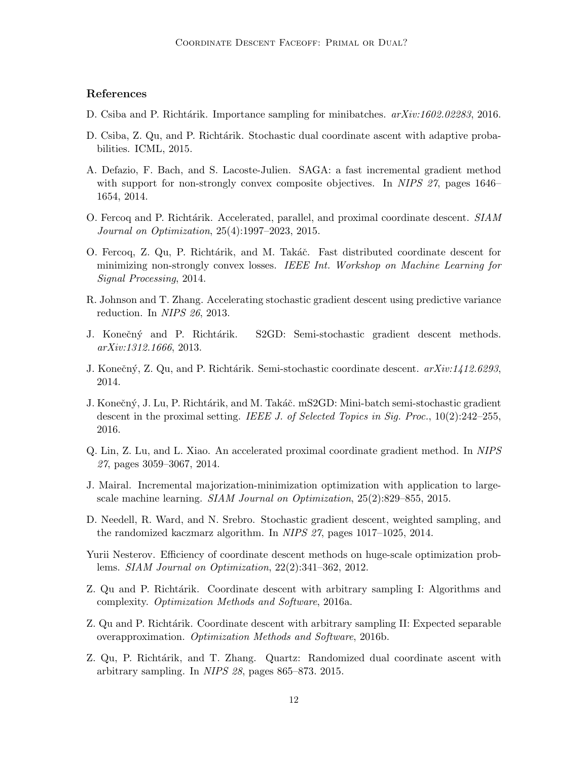### References

D. Csiba and P. Richtárik. Importance sampling for minibatches. *arXiv:1602.02283*, 2016.

D. Csiba, Z. Qu, and P. Richtárik. Stochastic dual coordinate ascent with adaptive probabilities. ICML, 2015.

A. Defazio, F. Bach, and S. Lacoste-Julien. SAGA: a fast incremental gradient method with support for non-strongly convex composite objectives. In *NIPS 27*, pages 1646–1654, 2014.

O. Fercoq and P. Richtárik. Accelerated, parallel, and proximal coordinate descent. *SIAM Journal on Optimization*, 25(4):1997–2023, 2015.

O. Fercoq, Z. Qu, P. Richtárik, and M. Takáč. Fast distributed coordinate descent for minimizing non-strongly convex losses. *IEEE Int. Workshop on Machine Learning for Signal Processing*, 2014.

R. Johnson and T. Zhang. Accelerating stochastic gradient descent using predictive variance reduction. In *NIPS 26*, 2013.

J. Konečný and P. Richtárik. S2GD: Semi-stochastic gradient descent methods. *arXiv:1312.1666*, 2013.

J. Konečný, Z. Qu, and P. Richtárik. Semi-stochastic coordinate descent. *arXiv:1412.6293*, 2014.

J. Konečný, J. Lu, P. Richtárik, and M. Takáč. mS2GD: Mini-batch semi-stochastic gradient descent in the proximal setting. *IEEE J. of Selected Topics in Sig. Proc.*, 10(2):242–255, 2016.

Q. Lin, Z. Lu, and L. Xiao. An accelerated proximal coordinate gradient method. In *NIPS 27*, pages 3059–3067, 2014.

J. Mairal. Incremental majorization-minimization optimization with application to large-scale machine learning. *SIAM Journal on Optimization*, 25(2):829–855, 2015.

D. Needell, R. Ward, and N. Srebro. Stochastic gradient descent, weighted sampling, and the randomized kaczmarz algorithm. In *NIPS 27*, pages 1017–1025, 2014.

Yurii Nesterov. Efficiency of coordinate descent methods on huge-scale optimization problems. *SIAM Journal on Optimization*, 22(2):341–362, 2012.

Z. Qu and P. Richtárik. Coordinate descent with arbitrary sampling I: Algorithms and complexity. *Optimization Methods and Software*, 2016a.

Z. Qu and P. Richtárik. Coordinate descent with arbitrary sampling II: Expected separable overapproximation. *Optimization Methods and Software*, 2016b.

Z. Qu, P. Richtárik, and T. Zhang. Quartz: Randomized dual coordinate ascent with arbitrary sampling. In *NIPS 28*, pages 865–873. 2015.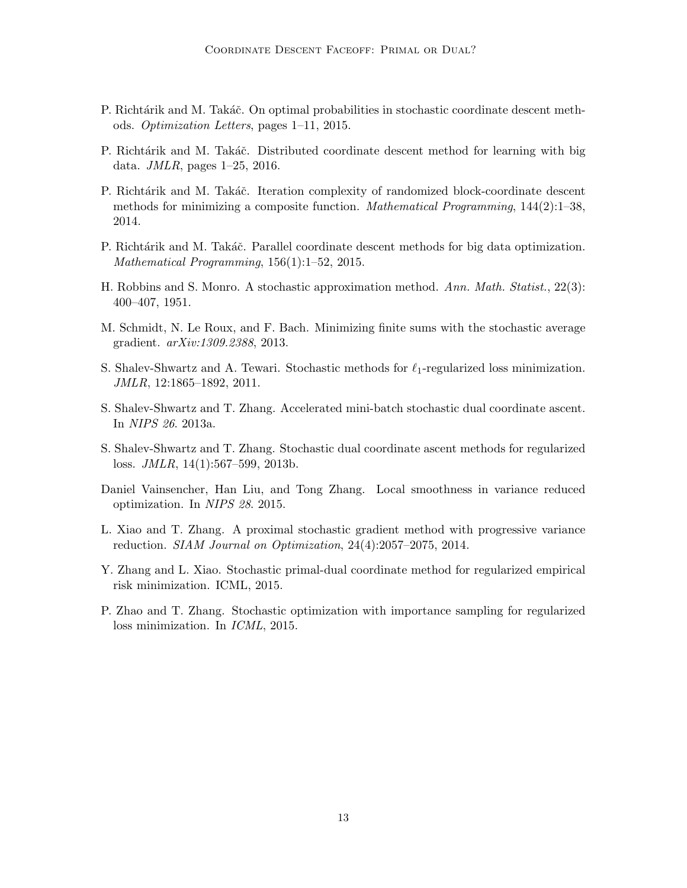P. Richtárik and M. Takáč. On optimal probabilities in stochastic coordinate descent methods. *Optimization Letters*, pages 1–11, 2015.

P. Richtárik and M. Takáč. Distributed coordinate descent method for learning with big data. *JMLR*, pages 1–25, 2016.

P. Richtárik and M. Takáč. Iteration complexity of randomized block-coordinate descent methods for minimizing a composite function. *Mathematical Programming*, 144(2):1–38, 2014.

P. Richtárik and M. Takáč. Parallel coordinate descent methods for big data optimization. *Mathematical Programming*, 156(1):1–52, 2015.

H. Robbins and S. Monro. A stochastic approximation method. *Ann. Math. Statist.*, 22(3): 400–407, 1951.

M. Schmidt, N. Le Roux, and F. Bach. Minimizing finite sums with the stochastic average gradient. *arXiv:1309.2388*, 2013.

S. Shalev-Shwartz and A. Tewari. Stochastic methods for $\ell_1$-regularized loss minimization. *JMLR*, 12:1865–1892, 2011.

S. Shalev-Shwartz and T. Zhang. Accelerated mini-batch stochastic dual coordinate ascent. In *NIPS 26*. 2013a.

S. Shalev-Shwartz and T. Zhang. Stochastic dual coordinate ascent methods for regularized loss. *JMLR*, 14(1):567–599, 2013b.

Daniel Vainsencher, Han Liu, and Tong Zhang. Local smoothness in variance reduced optimization. In *NIPS 28*. 2015.

L. Xiao and T. Zhang. A proximal stochastic gradient method with progressive variance reduction. *SIAM Journal on Optimization*, 24(4):2057–2075, 2014.

Y. Zhang and L. Xiao. Stochastic primal-dual coordinate method for regularized empirical risk minimization. ICML, 2015.

P. Zhao and T. Zhang. Stochastic optimization with importance sampling for regularized loss minimization. In *ICML*, 2015.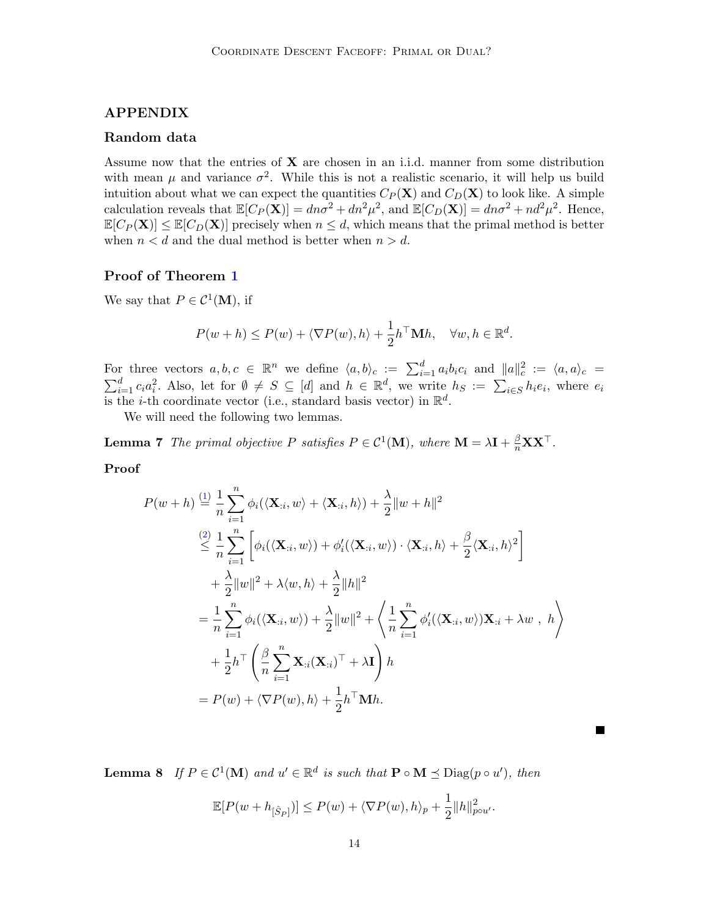## APPENDIX

### Random data

Assume now that the entries of $\mathbf{X}$ are chosen in an i.i.d. manner from some distribution with mean $\mu$ and variance $\sigma^2$. While this is not a realistic scenario, it will help us build intuition about what we can expect the quantities $C_P(\mathbf{X})$ and $C_D(\mathbf{X})$ to look like. A simple calculation reveals that $\mathbb{E}[C_P(\mathbf{X})] = dn\sigma^2 + dn^2\mu^2$, and $\mathbb{E}[C_D(\mathbf{X})] = dn\sigma^2 + nd^2\mu^2$. Hence, $\mathbb{E}[C_P(\mathbf{X})] \leq \mathbb{E}[C_D(\mathbf{X})]$ precisely when $n \leq d$, which means that the primal method is better when $n < d$ and the dual method is better when $n > d$.

### Proof of Theorem 1

We say that $P \in \mathcal{C}^1(\mathbf{M})$, if

$$P(w+h) \leq P(w) + \langle \nabla P(w), h \rangle + \frac{1}{2} h^\top \mathbf{M} h, \quad \forall w, h \in \mathbb{R}^d.$$

For three vectors $a, b, c \in \mathbb{R}^n$ we define $\langle a, b \rangle_c := \sum_{i=1}^d a_i b_i c_i$ and $\|a\|_c^2 := \langle a, a \rangle_c = \sum_{i=1}^d c_i a_i^2$. Also, let for $\emptyset \neq S \subseteq [d]$ and $h \in \mathbb{R}^d$, we write $h_S := \sum_{i \in S} h_i e_i$, where $e_i$ is the $i$-th coordinate vector (i.e., standard basis vector) in $\mathbb{R}^d$.

We will need the following two lemmas.

**Lemma 7** *The primal objective $P$ satisfies $P \in \mathcal{C}^1(\mathbf{M})$, where $\mathbf{M} = \lambda \mathbf{I} + \frac{\beta}{n} \mathbf{X}\mathbf{X}^\top$.*

**Proof**

$$\begin{aligned}
P(w+h) &\overset{(1)}{=} \frac{1}{n} \sum_{i=1}^n \phi_i(\langle \mathbf{X}_{:i}, w \rangle + \langle \mathbf{X}_{:i}, h \rangle) + \frac{\lambda}{2} \|w + h\|^2 \\
&\overset{(2)}{\leq} \frac{1}{n} \sum_{i=1}^n \left[ \phi_i(\langle \mathbf{X}_{:i}, w \rangle) + \phi_i'(\langle \mathbf{X}_{:i}, w \rangle) \cdot \langle \mathbf{X}_{:i}, h \rangle + \frac{\beta}{2} \langle \mathbf{X}_{:i}, h \rangle^2 \right] \\
&\quad + \frac{\lambda}{2} \|w\|^2 + \lambda \langle w, h \rangle + \frac{\lambda}{2} \|h\|^2 \\
&= \frac{1}{n} \sum_{i=1}^n \phi_i(\langle \mathbf{X}_{:i}, w \rangle) + \frac{\lambda}{2} \|w\|^2 + \left\langle \frac{1}{n} \sum_{i=1}^n \phi_i'(\langle \mathbf{X}_{:i}, w \rangle) \mathbf{X}_{:i} + \lambda w \ , \ h \right\rangle \\
&\quad + \frac{1}{2} h^\top \left( \frac{\beta}{n} \sum_{i=1}^n \mathbf{X}_{:i} (\mathbf{X}_{:i})^\top + \lambda \mathbf{I} \right) h \\
&= P(w) + \langle \nabla P(w), h \rangle + \frac{1}{2} h^\top \mathbf{M} h.
\end{aligned}$$

■

**Lemma 8** *If $P \in \mathcal{C}^1(\mathbf{M})$ and $u' \in \mathbb{R}^d$ is such that $\mathbf{P} \circ \mathbf{M} \preceq \mathrm{Diag}(p \circ u')$, then*

$$\mathbb{E}[P(w + h_{[\hat{S}_P]})] \leq P(w) + \langle \nabla P(w), h \rangle_p + \frac{1}{2} \|h\|_{p \circ u'}^2.$$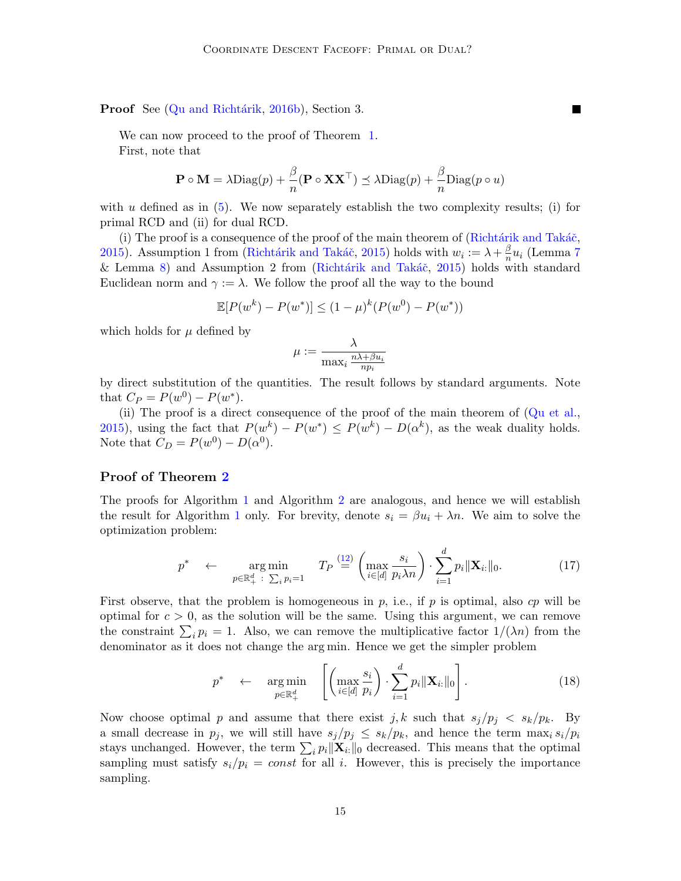**Proof** See (Qu and Richtárik, 2016b), Section 3. ∎

We can now proceed to the proof of Theorem 1.

First, note that

$$\mathbf{P} \circ \mathbf{M} = \lambda \mathrm{Diag}(p) + \frac{\beta}{n}(\mathbf{P} \circ \mathbf{X}\mathbf{X}^\top) \preceq \lambda \mathrm{Diag}(p) + \frac{\beta}{n}\mathrm{Diag}(p \circ u)$$

with $u$ defined as in (5). We now separately establish the two complexity results; (i) for primal RCD and (ii) for dual RCD.

(i) The proof is a consequence of the proof of the main theorem of (Richtárik and Takáč, 2015). Assumption 1 from (Richtárik and Takáč, 2015) holds with $w_i := \lambda + \frac{\beta}{n}u_i$ (Lemma 7 & Lemma 8) and Assumption 2 from (Richtárik and Takáč, 2015) holds with standard Euclidean norm and $\gamma := \lambda$. We follow the proof all the way to the bound

$$\mathbb{E}[P(w^k) - P(w^*)] \leq (1-\mu)^k (P(w^0) - P(w^*))$$

which holds for $\mu$ defined by

$$\mu := \frac{\lambda}{\max_i \frac{n\lambda + \beta u_i}{np_i}}$$

by direct substitution of the quantities. The result follows by standard arguments. Note that $C_P = P(w^0) - P(w^*)$.

(ii) The proof is a direct consequence of the proof of the main theorem of (Qu et al., 2015), using the fact that $P(w^k) - P(w^*) \leq P(w^k) - D(\alpha^k)$, as the weak duality holds. Note that $C_D = P(w^0) - D(\alpha^0)$.

### Proof of Theorem 2

The proofs for Algorithm 1 and Algorithm 2 are analogous, and hence we will establish the result for Algorithm 1 only. For brevity, denote $s_i = \beta u_i + \lambda n$. We aim to solve the optimization problem:

$$p^* \quad \leftarrow \quad \underset{p \in \mathbb{R}^d_+ \,:\, \sum_i p_i = 1}{\arg\min} \qquad T_P \overset{(12)}{=} \left( \max_{i \in [d]} \frac{s_i}{p_i \lambda n} \right) \cdot \sum_{i=1}^d p_i \|\mathbf{X}_{i:}\|_0. \tag{17}$$

First observe, that the problem is homogeneous in $p$, i.e., if $p$ is optimal, also $cp$ will be optimal for $c > 0$, as the solution will be the same. Using this argument, we can remove the constraint $\sum_i p_i = 1$. Also, we can remove the multiplicative factor $1/(\lambda n)$ from the denominator as it does not change the arg min. Hence we get the simpler problem

$$p^* \quad \leftarrow \quad \underset{p \in \mathbb{R}^d_+}{\arg\min} \quad \left[ \left( \max_{i \in [d]} \frac{s_i}{p_i} \right) \cdot \sum_{i=1}^d p_i \|\mathbf{X}_{i:}\|_0 \right]. \tag{18}$$

Now choose optimal $p$ and assume that there exist $j, k$ such that $s_j/p_j < s_k/p_k$. By a small decrease in $p_j$, we will still have $s_j/p_j \leq s_k/p_k$, and hence the term $\max_i s_i/p_i$ stays unchanged. However, the term $\sum_i p_i \|\mathbf{X}_{i:}\|_0$ decreased. This means that the optimal sampling must satisfy $s_i/p_i = const$ for all $i$. However, this is precisely the importance sampling.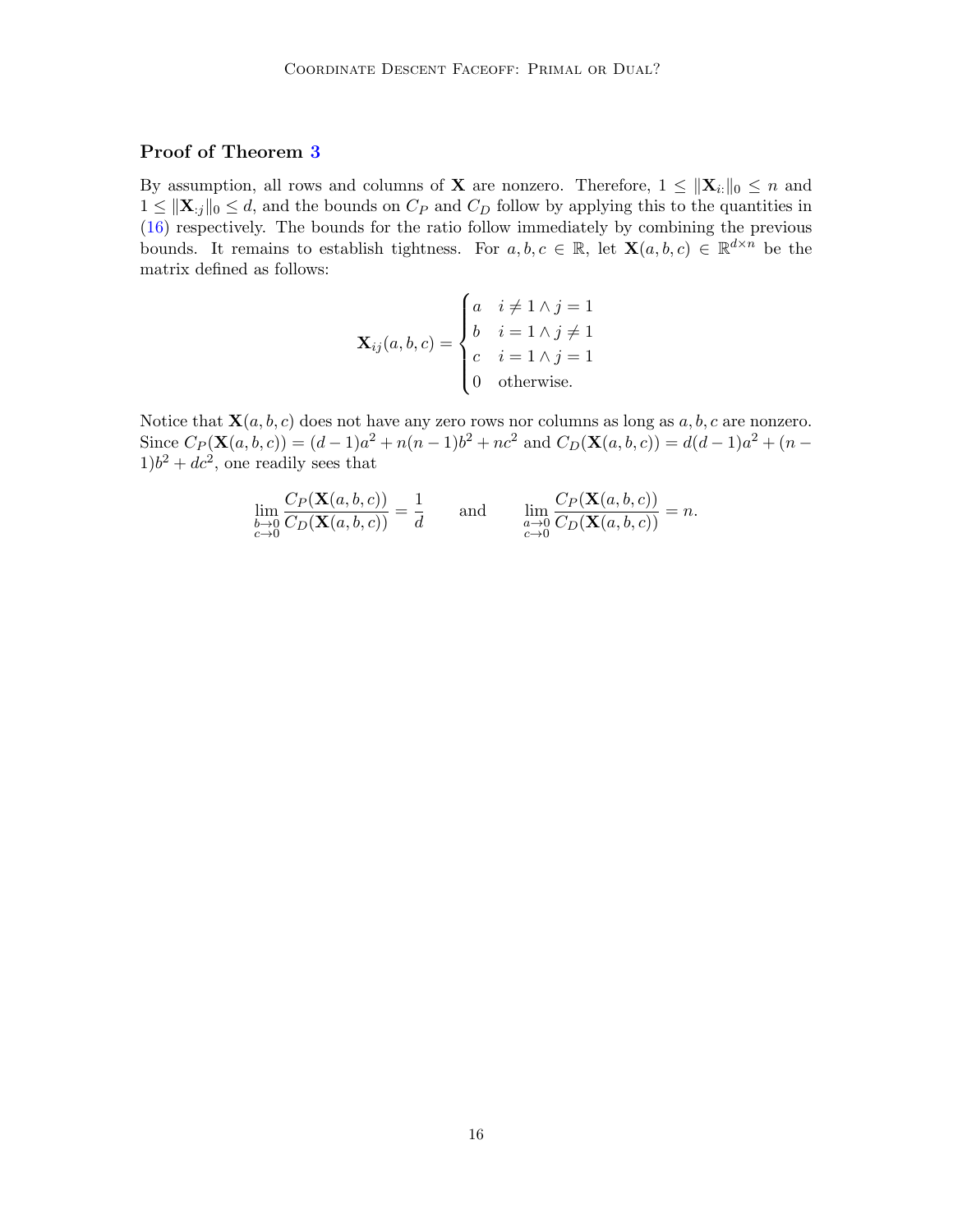### Proof of Theorem 3

By assumption, all rows and columns of $\mathbf{X}$ are nonzero. Therefore, $1 \leq \|\mathbf{X}_{i:}\|_0 \leq n$ and $1 \leq \|\mathbf{X}_{:j}\|_0 \leq d$, and the bounds on $C_P$ and $C_D$ follow by applying this to the quantities in (16) respectively. The bounds for the ratio follow immediately by combining the previous bounds. It remains to establish tightness. For $a, b, c \in \mathbb{R}$, let $\mathbf{X}(a, b, c) \in \mathbb{R}^{d \times n}$ be the matrix defined as follows:

$$\mathbf{X}_{ij}(a, b, c) = \begin{cases} a & i \neq 1 \wedge j = 1 \\ b & i = 1 \wedge j \neq 1 \\ c & i = 1 \wedge j = 1 \\ 0 & \text{otherwise.} \end{cases}$$

Notice that $\mathbf{X}(a, b, c)$ does not have any zero rows nor columns as long as $a, b, c$ are nonzero. Since $C_P(\mathbf{X}(a, b, c)) = (d-1)a^2 + n(n-1)b^2 + nc^2$ and $C_D(\mathbf{X}(a, b, c)) = d(d-1)a^2 + (n-1)b^2 + dc^2$, one readily sees that

$$\lim_{\substack{b \to 0 \\ c \to 0}} \frac{C_P(\mathbf{X}(a, b, c))}{C_D(\mathbf{X}(a, b, c))} = \frac{1}{d} \qquad \text{and} \qquad \lim_{\substack{a \to 0 \\ c \to 0}} \frac{C_P(\mathbf{X}(a, b, c))}{C_D(\mathbf{X}(a, b, c))} = n.$$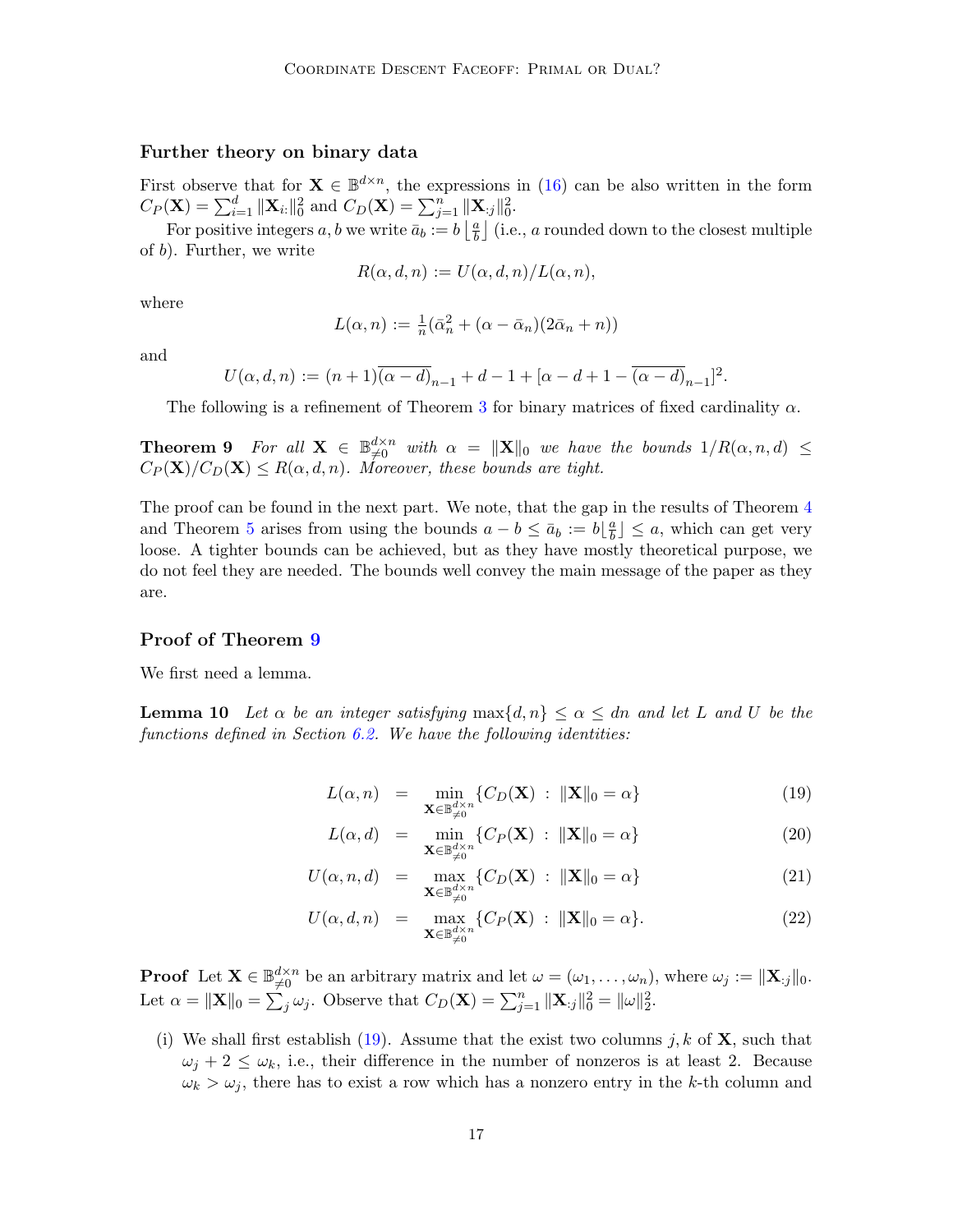### Further theory on binary data

First observe that for $\mathbf{X} \in \mathbb{B}^{d\times n}$, the expressions in (16) can be also written in the form $C_P(\mathbf{X}) = \sum_{i=1}^d \|\mathbf{X}_{i:}\|_0^2$ and $C_D(\mathbf{X}) = \sum_{j=1}^n \|\mathbf{X}_{:j}\|_0^2$.

For positive integers $a, b$ we write $\bar{a}_b := b\left\lfloor \frac{a}{b} \right\rfloor$ (i.e., $a$ rounded down to the closest multiple of $b$). Further, we write

$$R(\alpha, d, n) := U(\alpha, d, n)/L(\alpha, n),$$

where

$$L(\alpha, n) := \tfrac{1}{n}(\bar{\alpha}_n^2 + (\alpha - \bar{\alpha}_n)(2\bar{\alpha}_n + n))$$

and

$$U(\alpha, d, n) := (n+1)\overline{(\alpha - d)}_{n-1} + d - 1 + [\alpha - d + 1 - \overline{(\alpha - d)}_{n-1}]^2.$$

The following is a refinement of Theorem 3 for binary matrices of fixed cardinality $\alpha$.

**Theorem 9** *For all $\mathbf{X} \in \mathbb{B}^{d\times n}_{\neq 0}$ with $\alpha = \|\mathbf{X}\|_0$ we have the bounds $1/R(\alpha, n, d) \leq C_P(\mathbf{X})/C_D(\mathbf{X}) \leq R(\alpha, d, n)$. Moreover, these bounds are tight.*

The proof can be found in the next part. We note, that the gap in the results of Theorem 4 and Theorem 5 arises from using the bounds $a - b \leq \bar{a}_b := b\lfloor \frac{a}{b} \rfloor \leq a$, which can get very loose. A tighter bounds can be achieved, but as they have mostly theoretical purpose, we do not feel they are needed. The bounds well convey the main message of the paper as they are.

### Proof of Theorem 9

We first need a lemma.

**Lemma 10** *Let $\alpha$ be an integer satisfying $\max\{d, n\} \leq \alpha \leq dn$ and let $L$ and $U$ be the functions defined in Section 6.2. We have the following identities:*

$$L(\alpha, n) = \min_{\mathbf{X}\in\mathbb{B}^{d\times n}_{\neq 0}} \{C_D(\mathbf{X}) \;:\; \|\mathbf{X}\|_0 = \alpha\} \tag{19}$$

$$L(\alpha, d) = \min_{\mathbf{X}\in\mathbb{B}^{d\times n}_{\neq 0}} \{C_P(\mathbf{X}) \;:\; \|\mathbf{X}\|_0 = \alpha\} \tag{20}$$

$$U(\alpha, n, d) = \max_{\mathbf{X}\in\mathbb{B}^{d\times n}_{\neq 0}} \{C_D(\mathbf{X}) \;:\; \|\mathbf{X}\|_0 = \alpha\} \tag{21}$$

$$U(\alpha, d, n) = \max_{\mathbf{X}\in\mathbb{B}^{d\times n}_{\neq 0}} \{C_P(\mathbf{X}) \;:\; \|\mathbf{X}\|_0 = \alpha\}. \tag{22}$$

**Proof** Let $\mathbf{X} \in \mathbb{B}^{d\times n}_{\neq 0}$ be an arbitrary matrix and let $\omega = (\omega_1, \ldots, \omega_n)$, where $\omega_j := \|\mathbf{X}_{:j}\|_0$. Let $\alpha = \|\mathbf{X}\|_0 = \sum_j \omega_j$. Observe that $C_D(\mathbf{X}) = \sum_{j=1}^n \|\mathbf{X}_{:j}\|_0^2 = \|\omega\|_2^2$.

(i) We shall first establish (19). Assume that the exist two columns $j, k$ of $\mathbf{X}$, such that $\omega_j + 2 \leq \omega_k$, i.e., their difference in the number of nonzeros is at least 2. Because $\omega_k > \omega_j$, there has to exist a row which has a nonzero entry in the $k$-th column and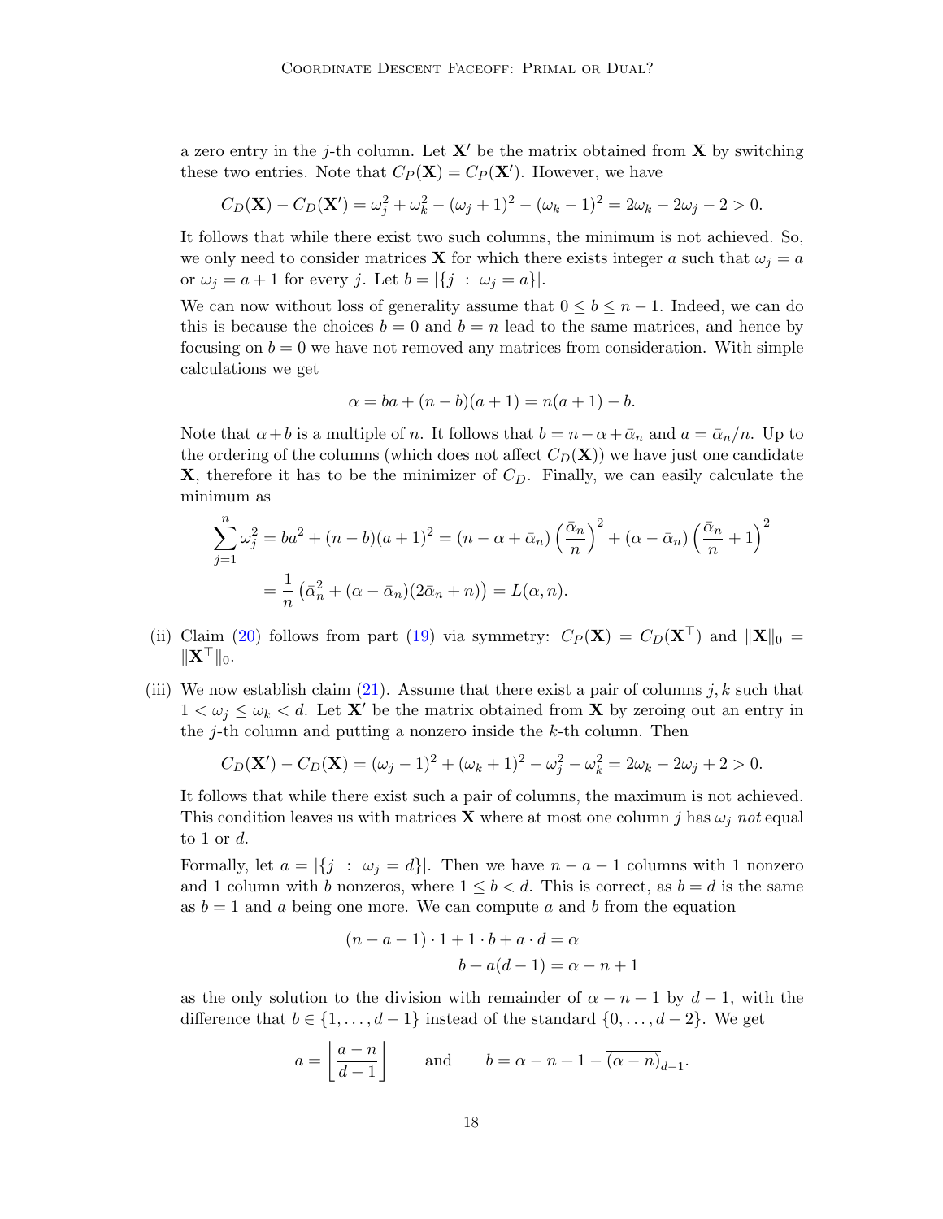a zero entry in the $j$-th column. Let $\mathbf{X}'$ be the matrix obtained from $\mathbf{X}$ by switching these two entries. Note that $C_P(\mathbf{X}) = C_P(\mathbf{X}')$. However, we have

$$C_D(\mathbf{X}) - C_D(\mathbf{X}') = \omega_j^2 + \omega_k^2 - (\omega_j + 1)^2 - (\omega_k - 1)^2 = 2\omega_k - 2\omega_j - 2 > 0.$$

It follows that while there exist two such columns, the minimum is not achieved. So, we only need to consider matrices $\mathbf{X}$ for which there exists integer $a$ such that $\omega_j = a$ or $\omega_j = a + 1$ for every $j$. Let $b = |\{j \ : \ \omega_j = a\}|$.

We can now without loss of generality assume that $0 \le b \le n - 1$. Indeed, we can do this is because the choices $b = 0$ and $b = n$ lead to the same matrices, and hence by focusing on $b = 0$ we have not removed any matrices from consideration. With simple calculations we get

$$\alpha = ba + (n - b)(a + 1) = n(a + 1) - b.$$

Note that $\alpha + b$ is a multiple of $n$. It follows that $b = n - \alpha + \bar{\alpha}_n$ and $a = \bar{\alpha}_n / n$. Up to the ordering of the columns (which does not affect $C_D(\mathbf{X})$) we have just one candidate $\mathbf{X}$, therefore it has to be the minimizer of $C_D$. Finally, we can easily calculate the minimum as

$$\sum_{j=1}^{n} \omega_j^2 = ba^2 + (n - b)(a + 1)^2 = (n - \alpha + \bar{\alpha}_n)\left(\frac{\bar{\alpha}_n}{n}\right)^2 + (\alpha - \bar{\alpha}_n)\left(\frac{\bar{\alpha}_n}{n} + 1\right)^2$$
$$= \frac{1}{n}\left(\bar{\alpha}_n^2 + (\alpha - \bar{\alpha}_n)(2\bar{\alpha}_n + n)\right) = L(\alpha, n).$$

(ii) Claim (20) follows from part (19) via symmetry: $C_P(\mathbf{X}) = C_D(\mathbf{X}^\top)$ and $\|\mathbf{X}\|_0 = \|\mathbf{X}^\top\|_0$.

(iii) We now establish claim (21). Assume that there exist a pair of columns $j, k$ such that $1 < \omega_j \le \omega_k < d$. Let $\mathbf{X}'$ be the matrix obtained from $\mathbf{X}$ by zeroing out an entry in the $j$-th column and putting a nonzero inside the $k$-th column. Then

$$C_D(\mathbf{X}') - C_D(\mathbf{X}) = (\omega_j - 1)^2 + (\omega_k + 1)^2 - \omega_j^2 - \omega_k^2 = 2\omega_k - 2\omega_j + 2 > 0.$$

It follows that while there exist such a pair of columns, the maximum is not achieved. This condition leaves us with matrices $\mathbf{X}$ where at most one column $j$ has $\omega_j$ *not* equal to 1 or $d$.

Formally, let $a = |\{j \ : \ \omega_j = d\}|$. Then we have $n - a - 1$ columns with 1 nonzero and 1 column with $b$ nonzeros, where $1 \le b < d$. This is correct, as $b = d$ is the same as $b = 1$ and $a$ being one more. We can compute $a$ and $b$ from the equation

$$(n - a - 1) \cdot 1 + 1 \cdot b + a \cdot d = \alpha$$
$$b + a(d - 1) = \alpha - n + 1$$

as the only solution to the division with remainder of $\alpha - n + 1$ by $d - 1$, with the difference that $b \in \{1, \ldots, d - 1\}$ instead of the standard $\{0, \ldots, d - 2\}$. We get

$$a = \left\lfloor \frac{a - n}{d - 1} \right\rfloor \qquad \text{and} \qquad b = \alpha - n + 1 - \overline{(\alpha - n)}_{d-1}.$$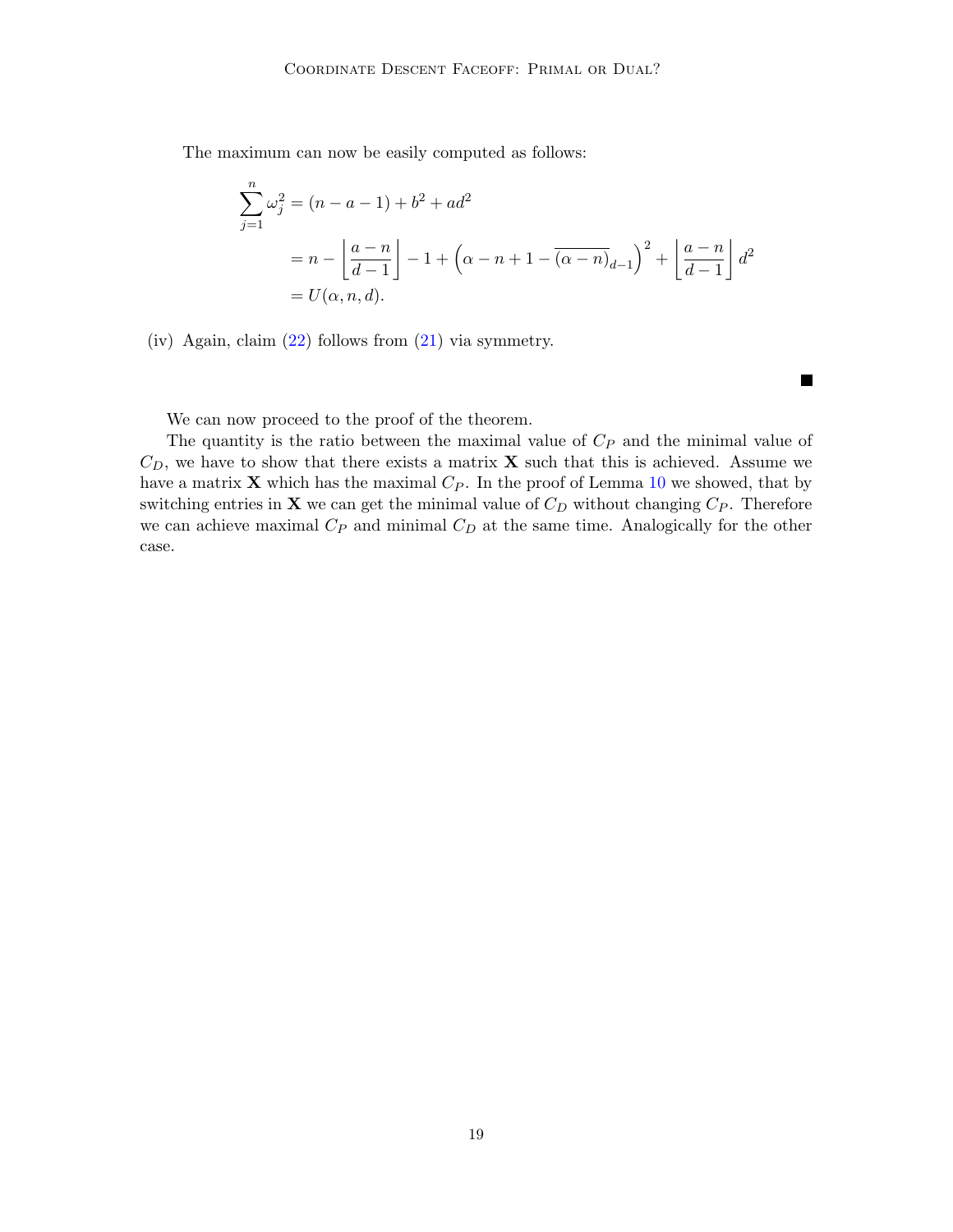The maximum can now be easily computed as follows:

$$
\begin{aligned}
\sum_{j=1}^{n} \omega_j^2 &= (n - a - 1) + b^2 + ad^2 \\
&= n - \left\lfloor \frac{a-n}{d-1} \right\rfloor - 1 + \left( \alpha - n + 1 - \overline{(\alpha - n)}_{d-1} \right)^2 + \left\lfloor \frac{a-n}{d-1} \right\rfloor d^2 \\
&= U(\alpha, n, d).
\end{aligned}
$$

(iv) Again, claim (22) follows from (21) via symmetry.

■

We can now proceed to the proof of the theorem.

The quantity is the ratio between the maximal value of $C_P$ and the minimal value of $C_D$, we have to show that there exists a matrix $\mathbf{X}$ such that this is achieved. Assume we have a matrix $\mathbf{X}$ which has the maximal $C_P$. In the proof of Lemma 10 we showed, that by switching entries in $\mathbf{X}$ we can get the minimal value of $C_D$ without changing $C_P$. Therefore we can achieve maximal $C_P$ and minimal $C_D$ at the same time. Analogically for the other case.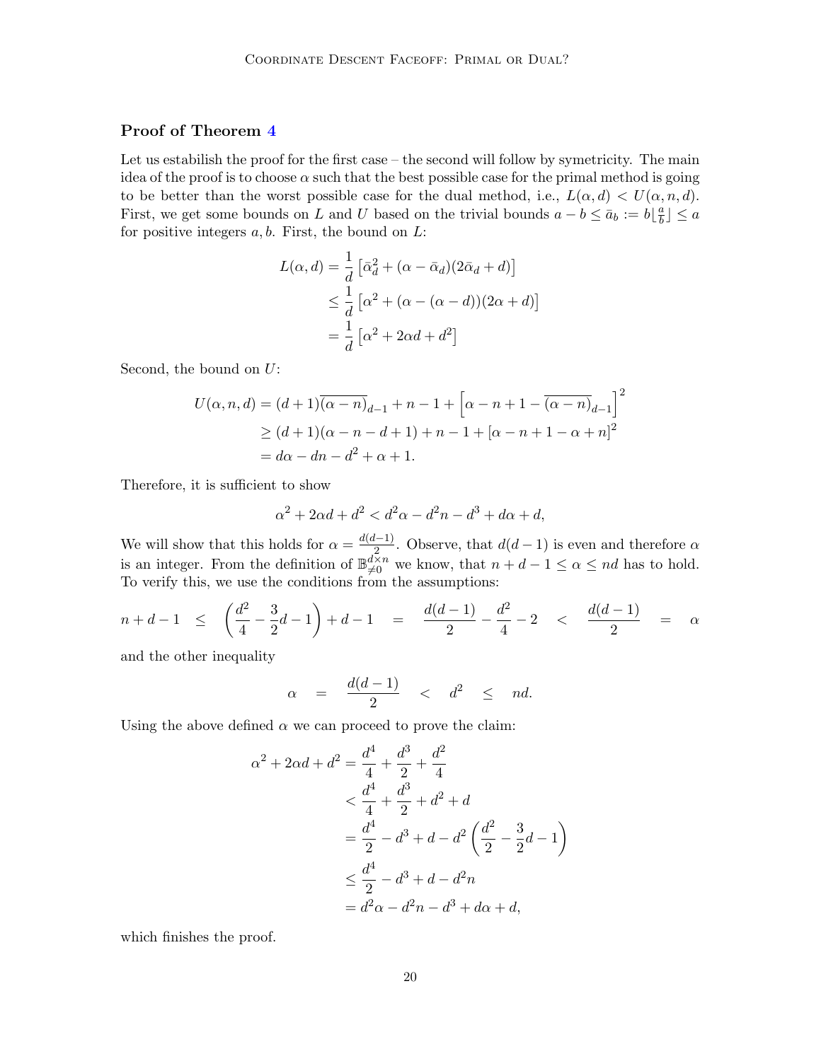### Proof of Theorem 4

Let us estabilish the proof for the first case – the second will follow by symetricity. The main idea of the proof is to choose $\alpha$ such that the best possible case for the primal method is going to be better than the worst possible case for the dual method, i.e., $L(\alpha, d) < U(\alpha, n, d)$. First, we get some bounds on $L$ and $U$ based on the trivial bounds $a - b \le \bar{a}_b := b\lfloor \frac{a}{b} \rfloor \le a$ for positive integers $a, b$. First, the bound on $L$:

$$
\begin{aligned}
L(\alpha, d) &= \frac{1}{d}\left[\bar{\alpha}_d^2 + (\alpha - \bar{\alpha}_d)(2\bar{\alpha}_d + d)\right] \\
&\le \frac{1}{d}\left[\alpha^2 + (\alpha - (\alpha - d))(2\alpha + d)\right] \\
&= \frac{1}{d}\left[\alpha^2 + 2\alpha d + d^2\right]
\end{aligned}
$$

Second, the bound on $U$:

$$
\begin{aligned}
U(\alpha, n, d) &= (d+1)\overline{(\alpha - n)}_{d-1} + n - 1 + \left[\alpha - n + 1 - \overline{(\alpha - n)}_{d-1}\right]^2 \\
&\ge (d+1)(\alpha - n - d + 1) + n - 1 + [\alpha - n + 1 - \alpha + n]^2 \\
&= d\alpha - dn - d^2 + \alpha + 1.
\end{aligned}
$$

Therefore, it is sufficient to show

$$
\alpha^2 + 2\alpha d + d^2 < d^2\alpha - d^2 n - d^3 + d\alpha + d,
$$

We will show that this holds for $\alpha = \frac{d(d-1)}{2}$. Observe, that $d(d-1)$ is even and therefore $\alpha$ is an integer. From the definition of $\mathbb{B}^{d\times n}_{\neq 0}$ we know, that $n + d - 1 \le \alpha \le nd$ has to hold. To verify this, we use the conditions from the assumptions:

$$
n + d - 1 \quad \le \quad \left(\frac{d^2}{4} - \frac{3}{2}d - 1\right) + d - 1 \quad = \quad \frac{d(d-1)}{2} - \frac{d^2}{4} - 2 \quad < \quad \frac{d(d-1)}{2} \quad = \quad \alpha
$$

and the other inequality

$$
\alpha \quad = \quad \frac{d(d-1)}{2} \quad < \quad d^2 \quad \le \quad nd.
$$

Using the above defined $\alpha$ we can proceed to prove the claim:

$$
\begin{aligned}
\alpha^2 + 2\alpha d + d^2 &= \frac{d^4}{4} + \frac{d^3}{2} + \frac{d^2}{4} \\
&< \frac{d^4}{4} + \frac{d^3}{2} + d^2 + d \\
&= \frac{d^4}{2} - d^3 + d - d^2\left(\frac{d^2}{2} - \frac{3}{2}d - 1\right) \\
&\le \frac{d^4}{2} - d^3 + d - d^2 n \\
&= d^2\alpha - d^2 n - d^3 + d\alpha + d,
\end{aligned}
$$

which finishes the proof.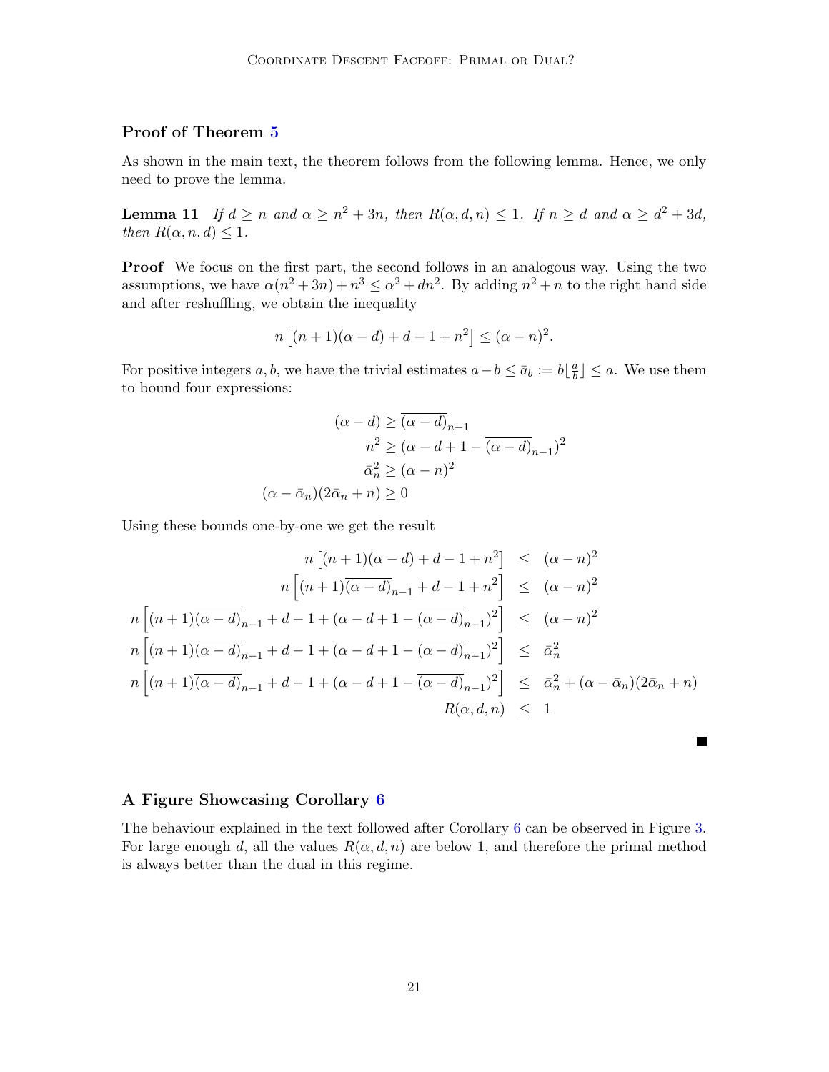### Proof of Theorem 5

As shown in the main text, the theorem follows from the following lemma. Hence, we only need to prove the lemma.

**Lemma 11** *If $d \geq n$ and $\alpha \geq n^2 + 3n$, then $R(\alpha, d, n) \leq 1$. If $n \geq d$ and $\alpha \geq d^2 + 3d$, then $R(\alpha, n, d) \leq 1$.*

**Proof** We focus on the first part, the second follows in an analogous way. Using the two assumptions, we have $\alpha(n^2 + 3n) + n^3 \leq \alpha^2 + dn^2$. By adding $n^2 + n$ to the right hand side and after reshuffling, we obtain the inequality

$$n\left[(n+1)(\alpha - d) + d - 1 + n^2\right] \leq (\alpha - n)^2.$$

For positive integers $a, b$, we have the trivial estimates $a - b \leq \bar{a}_b := b\lfloor \frac{a}{b} \rfloor \leq a$. We use them to bound four expressions:

$$\begin{aligned}
(\alpha - d) &\geq \overline{(\alpha - d)}_{n-1} \\
n^2 &\geq (\alpha - d + 1 - \overline{(\alpha - d)}_{n-1})^2 \\
\bar{\alpha}_n^2 &\geq (\alpha - n)^2 \\
(\alpha - \bar{\alpha}_n)(2\bar{\alpha}_n + n) &\geq 0
\end{aligned}$$

Using these bounds one-by-one we get the result

$$\begin{aligned}
n\left[(n+1)(\alpha - d) + d - 1 + n^2\right] &\leq (\alpha - n)^2 \\
n\left[(n+1)\overline{(\alpha - d)}_{n-1} + d - 1 + n^2\right] &\leq (\alpha - n)^2 \\
n\left[(n+1)\overline{(\alpha - d)}_{n-1} + d - 1 + (\alpha - d + 1 - \overline{(\alpha - d)}_{n-1})^2\right] &\leq (\alpha - n)^2 \\
n\left[(n+1)\overline{(\alpha - d)}_{n-1} + d - 1 + (\alpha - d + 1 - \overline{(\alpha - d)}_{n-1})^2\right] &\leq \bar{\alpha}_n^2 \\
n\left[(n+1)\overline{(\alpha - d)}_{n-1} + d - 1 + (\alpha - d + 1 - \overline{(\alpha - d)}_{n-1})^2\right] &\leq \bar{\alpha}_n^2 + (\alpha - \bar{\alpha}_n)(2\bar{\alpha}_n + n) \\
R(\alpha, d, n) &\leq 1
\end{aligned}$$

■

### A Figure Showcasing Corollary 6

The behaviour explained in the text followed after Corollary 6 can be observed in Figure 3. For large enough $d$, all the values $R(\alpha, d, n)$ are below 1, and therefore the primal method is always better than the dual in this regime.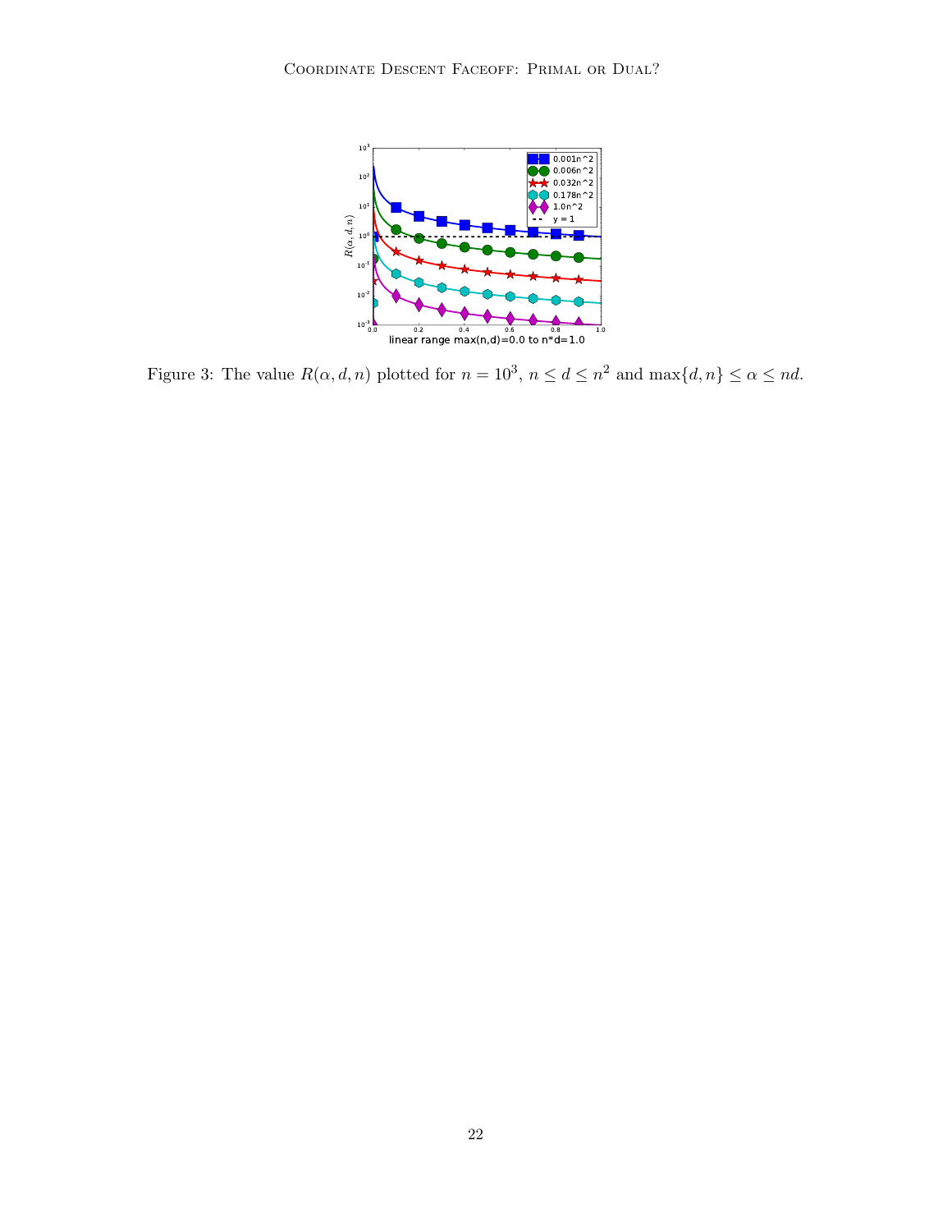$10^3$

$10^2$

$10^1$

$10^0$

$10^{-1}$

$10^{-2}$

$10^{-3}$

$R(\alpha, d, n)$

0.0 0.2 0.4 0.6 0.8 1.0

linear range max(n,d)=0.0 to n*d=1.0

0.001n^2

0.006n^2

0.032n^2

0.178n^2

1.0n^2

y = 1

Figure 3: The value $R(\alpha, d, n)$ plotted for $n = 10^3$, $n \le d \le n^2$ and $\max\{d, n\} \le \alpha \le nd$.